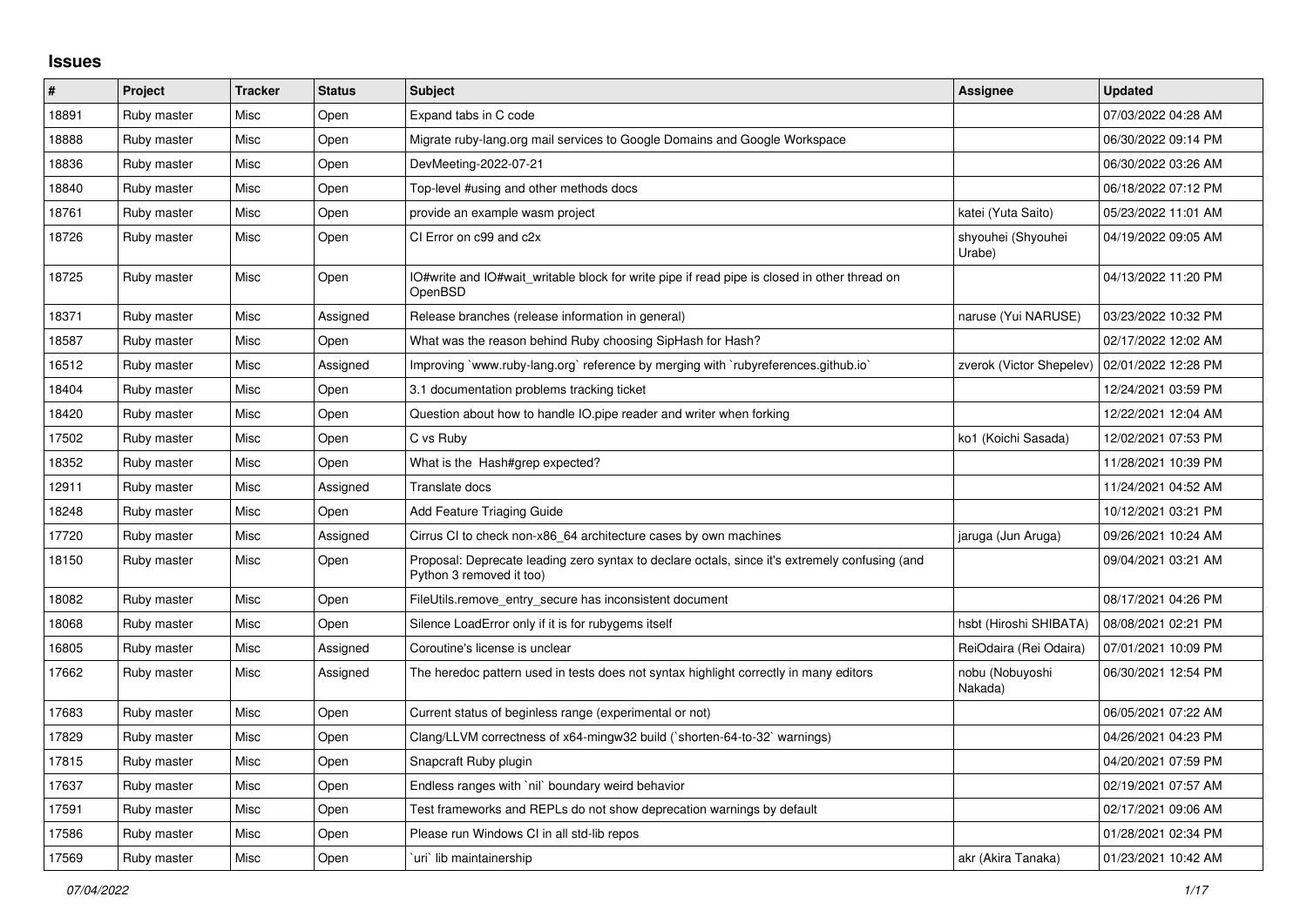## Issues

| # | Project | Tracker | Status | Subject | Assignee | Updated |
|---|---|---|---|---|---|---|
| 18891 | Ruby master | Misc | Open | Expand tabs in C code | | 07/03/2022 04:28 AM |
| 18888 | Ruby master | Misc | Open | Migrate ruby-lang.org mail services to Google Domains and Google Workspace | | 06/30/2022 09:14 PM |
| 18836 | Ruby master | Misc | Open | DevMeeting-2022-07-21 | | 06/30/2022 03:26 AM |
| 18840 | Ruby master | Misc | Open | Top-level #using and other methods docs | | 06/18/2022 07:12 PM |
| 18761 | Ruby master | Misc | Open | provide an example wasm project | katei (Yuta Saito) | 05/23/2022 11:01 AM |
| 18726 | Ruby master | Misc | Open | CI Error on c99 and c2x | shyouhei (Shyouhei Urabe) | 04/19/2022 09:05 AM |
| 18725 | Ruby master | Misc | Open | IO#write and IO#wait_writable block for write pipe if read pipe is closed in other thread on OpenBSD | | 04/13/2022 11:20 PM |
| 18371 | Ruby master | Misc | Assigned | Release branches (release information in general) | naruse (Yui NARUSE) | 03/23/2022 10:32 PM |
| 18587 | Ruby master | Misc | Open | What was the reason behind Ruby choosing SipHash for Hash? | | 02/17/2022 12:02 AM |
| 16512 | Ruby master | Misc | Assigned | Improving `www.ruby-lang.org` reference by merging with `rubyreferences.github.io` | zverok (Victor Shepelev) | 02/01/2022 12:28 PM |
| 18404 | Ruby master | Misc | Open | 3.1 documentation problems tracking ticket | | 12/24/2021 03:59 PM |
| 18420 | Ruby master | Misc | Open | Question about how to handle IO.pipe reader and writer when forking | | 12/22/2021 12:04 AM |
| 17502 | Ruby master | Misc | Open | C vs Ruby | ko1 (Koichi Sasada) | 12/02/2021 07:53 PM |
| 18352 | Ruby master | Misc | Open | What is the Hash#grep expected? | | 11/28/2021 10:39 PM |
| 12911 | Ruby master | Misc | Assigned | Translate docs | | 11/24/2021 04:52 AM |
| 18248 | Ruby master | Misc | Open | Add Feature Triaging Guide | | 10/12/2021 03:21 PM |
| 17720 | Ruby master | Misc | Assigned | Cirrus CI to check non-x86_64 architecture cases by own machines | jaruga (Jun Aruga) | 09/26/2021 10:24 AM |
| 18150 | Ruby master | Misc | Open | Proposal: Deprecate leading zero syntax to declare octals, since it's extremely confusing (and Python 3 removed it too) | | 09/04/2021 03:21 AM |
| 18082 | Ruby master | Misc | Open | FileUtils.remove_entry_secure has inconsistent document | | 08/17/2021 04:26 PM |
| 18068 | Ruby master | Misc | Open | Silence LoadError only if it is for rubygems itself | hsbt (Hiroshi SHIBATA) | 08/08/2021 02:21 PM |
| 16805 | Ruby master | Misc | Assigned | Coroutine's license is unclear | ReiOdaira (Rei Odaira) | 07/01/2021 10:09 PM |
| 17662 | Ruby master | Misc | Assigned | The heredoc pattern used in tests does not syntax highlight correctly in many editors | nobu (Nobuyoshi Nakada) | 06/30/2021 12:54 PM |
| 17683 | Ruby master | Misc | Open | Current status of beginless range (experimental or not) | | 06/05/2021 07:22 AM |
| 17829 | Ruby master | Misc | Open | Clang/LLVM correctness of x64-mingw32 build (`shorten-64-to-32` warnings) | | 04/26/2021 04:23 PM |
| 17815 | Ruby master | Misc | Open | Snapcraft Ruby plugin | | 04/20/2021 07:59 PM |
| 17637 | Ruby master | Misc | Open | Endless ranges with `nil` boundary weird behavior | | 02/19/2021 07:57 AM |
| 17591 | Ruby master | Misc | Open | Test frameworks and REPLs do not show deprecation warnings by default | | 02/17/2021 09:06 AM |
| 17586 | Ruby master | Misc | Open | Please run Windows CI in all std-lib repos | | 01/28/2021 02:34 PM |
| 17569 | Ruby master | Misc | Open | `uri` lib maintainership | akr (Akira Tanaka) | 01/23/2021 10:42 AM |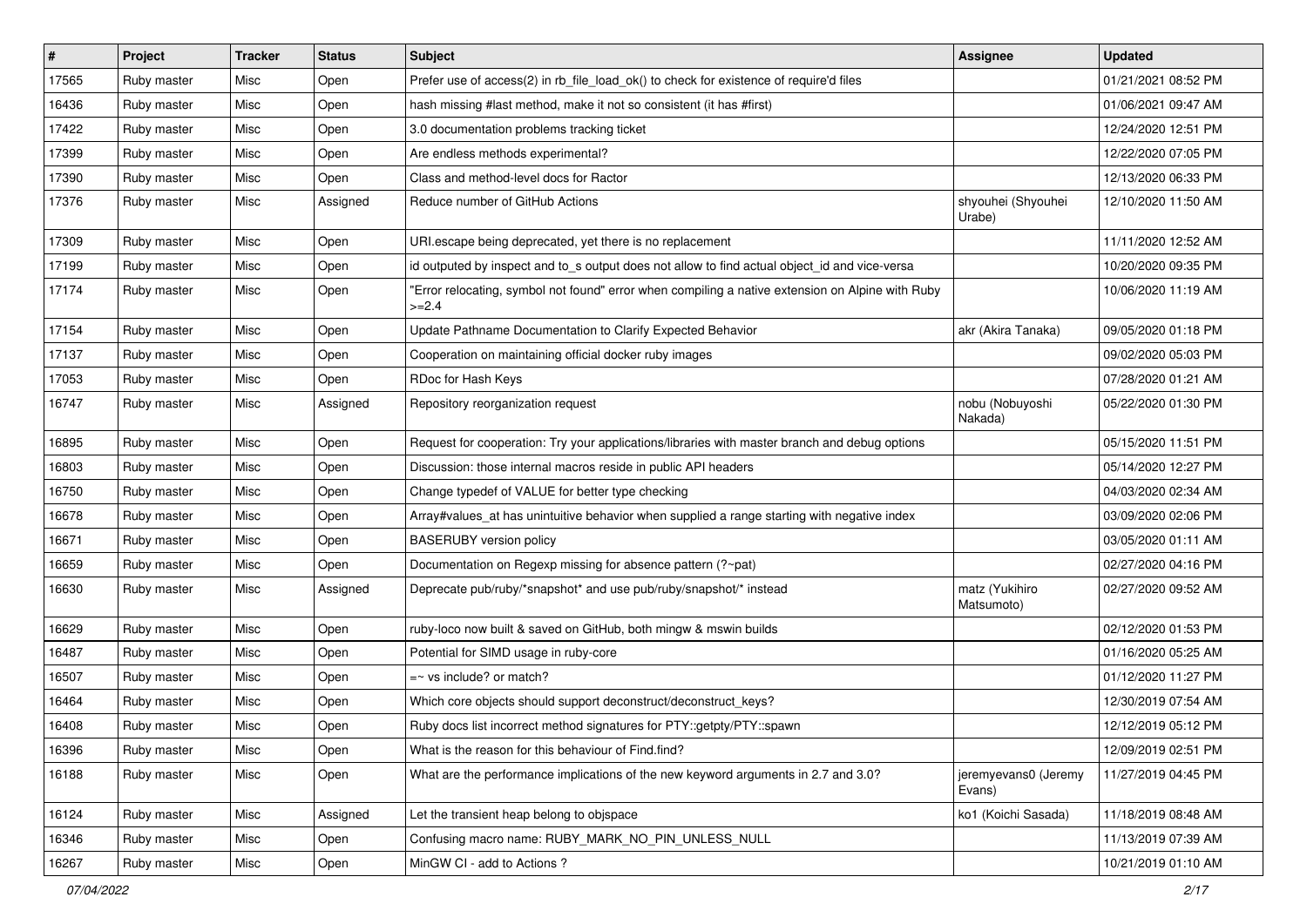| # | Project | Tracker | Status | Subject | Assignee | Updated |
|---|---|---|---|---|---|---|
| 17565 | Ruby master | Misc | Open | Prefer use of access(2) in rb_file_load_ok() to check for existence of require'd files | | 01/21/2021 08:52 PM |
| 16436 | Ruby master | Misc | Open | hash missing #last method, make it not so consistent (it has #first) | | 01/06/2021 09:47 AM |
| 17422 | Ruby master | Misc | Open | 3.0 documentation problems tracking ticket | | 12/24/2020 12:51 PM |
| 17399 | Ruby master | Misc | Open | Are endless methods experimental? | | 12/22/2020 07:05 PM |
| 17390 | Ruby master | Misc | Open | Class and method-level docs for Ractor | | 12/13/2020 06:33 PM |
| 17376 | Ruby master | Misc | Assigned | Reduce number of GitHub Actions | shyouhei (Shyouhei Urabe) | 12/10/2020 11:50 AM |
| 17309 | Ruby master | Misc | Open | URI.escape being deprecated, yet there is no replacement | | 11/11/2020 12:52 AM |
| 17199 | Ruby master | Misc | Open | id outputed by inspect and to_s output does not allow to find actual object_id and vice-versa | | 10/20/2020 09:35 PM |
| 17174 | Ruby master | Misc | Open | "Error relocating, symbol not found" error when compiling a native extension on Alpine with Ruby >=2.4 | | 10/06/2020 11:19 AM |
| 17154 | Ruby master | Misc | Open | Update Pathname Documentation to Clarify Expected Behavior | akr (Akira Tanaka) | 09/05/2020 01:18 PM |
| 17137 | Ruby master | Misc | Open | Cooperation on maintaining official docker ruby images | | 09/02/2020 05:03 PM |
| 17053 | Ruby master | Misc | Open | RDoc for Hash Keys | | 07/28/2020 01:21 AM |
| 16747 | Ruby master | Misc | Assigned | Repository reorganization request | nobu (Nobuyoshi Nakada) | 05/22/2020 01:30 PM |
| 16895 | Ruby master | Misc | Open | Request for cooperation: Try your applications/libraries with master branch and debug options | | 05/15/2020 11:51 PM |
| 16803 | Ruby master | Misc | Open | Discussion: those internal macros reside in public API headers | | 05/14/2020 12:27 PM |
| 16750 | Ruby master | Misc | Open | Change typedef of VALUE for better type checking | | 04/03/2020 02:34 AM |
| 16678 | Ruby master | Misc | Open | Array#values_at has unintuitive behavior when supplied a range starting with negative index | | 03/09/2020 02:06 PM |
| 16671 | Ruby master | Misc | Open | BASERUBY version policy | | 03/05/2020 01:11 AM |
| 16659 | Ruby master | Misc | Open | Documentation on Regexp missing for absence pattern (?~pat) | | 02/27/2020 04:16 PM |
| 16630 | Ruby master | Misc | Assigned | Deprecate pub/ruby/*snapshot* and use pub/ruby/snapshot/* instead | matz (Yukihiro Matsumoto) | 02/27/2020 09:52 AM |
| 16629 | Ruby master | Misc | Open | ruby-loco now built & saved on GitHub, both mingw & mswin builds | | 02/12/2020 01:53 PM |
| 16487 | Ruby master | Misc | Open | Potential for SIMD usage in ruby-core | | 01/16/2020 05:25 AM |
| 16507 | Ruby master | Misc | Open | =~ vs include? or match? | | 01/12/2020 11:27 PM |
| 16464 | Ruby master | Misc | Open | Which core objects should support deconstruct/deconstruct_keys? | | 12/30/2019 07:54 AM |
| 16408 | Ruby master | Misc | Open | Ruby docs list incorrect method signatures for PTY::getpty/PTY::spawn | | 12/12/2019 05:12 PM |
| 16396 | Ruby master | Misc | Open | What is the reason for this behaviour of Find.find? | | 12/09/2019 02:51 PM |
| 16188 | Ruby master | Misc | Open | What are the performance implications of the new keyword arguments in 2.7 and 3.0? | jeremyevans0 (Jeremy Evans) | 11/27/2019 04:45 PM |
| 16124 | Ruby master | Misc | Assigned | Let the transient heap belong to objspace | ko1 (Koichi Sasada) | 11/18/2019 08:48 AM |
| 16346 | Ruby master | Misc | Open | Confusing macro name: RUBY_MARK_NO_PIN_UNLESS_NULL | | 11/13/2019 07:39 AM |
| 16267 | Ruby master | Misc | Open | MinGW CI - add to Actions ? | | 10/21/2019 01:10 AM |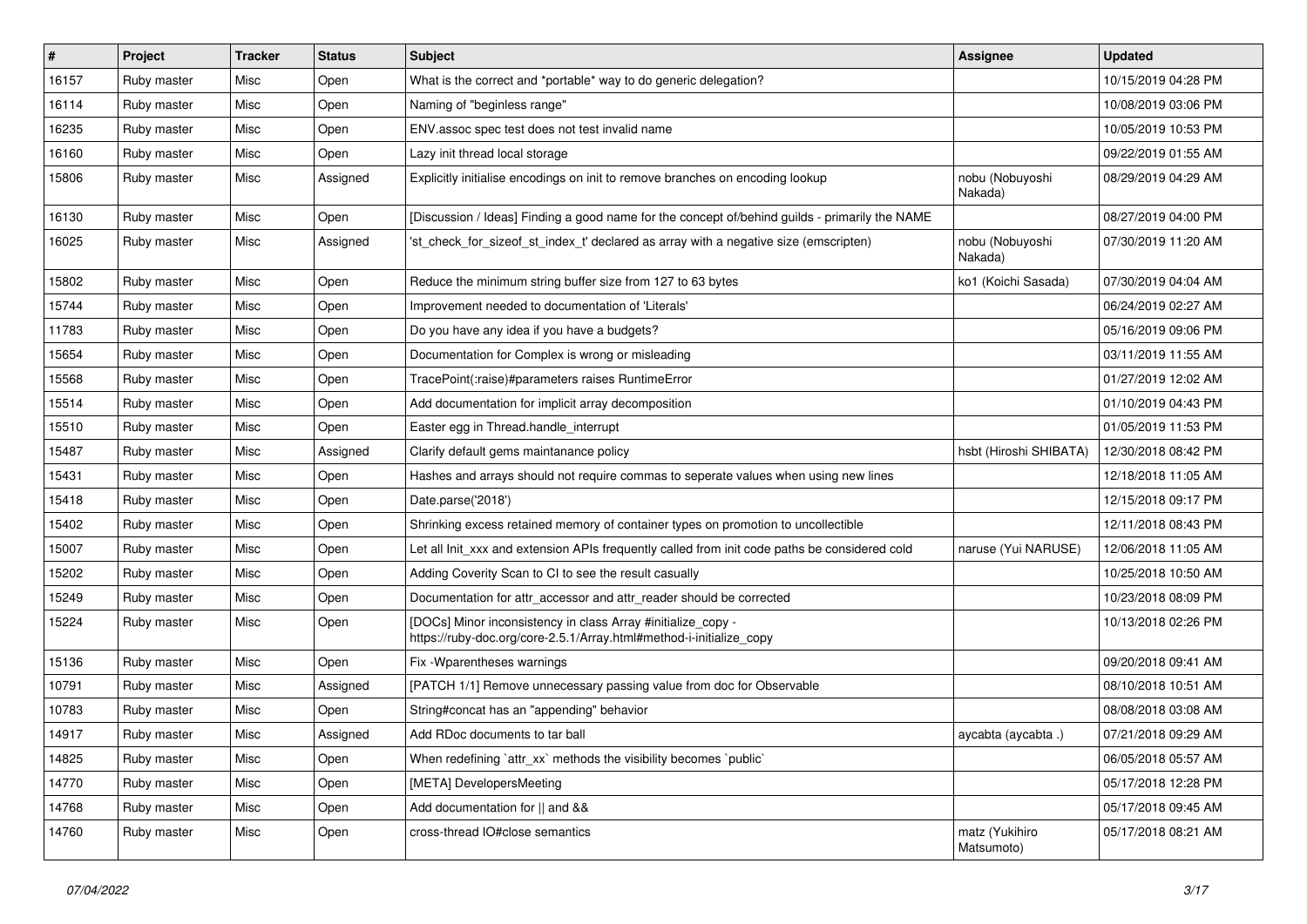| # | Project | Tracker | Status | Subject | Assignee | Updated |
|---|---|---|---|---|---|---|
| 16157 | Ruby master | Misc | Open | What is the correct and *portable* way to do generic delegation? | | 10/15/2019 04:28 PM |
| 16114 | Ruby master | Misc | Open | Naming of "beginless range" | | 10/08/2019 03:06 PM |
| 16235 | Ruby master | Misc | Open | ENV.assoc spec test does not test invalid name | | 10/05/2019 10:53 PM |
| 16160 | Ruby master | Misc | Open | Lazy init thread local storage | | 09/22/2019 01:55 AM |
| 15806 | Ruby master | Misc | Assigned | Explicitly initialise encodings on init to remove branches on encoding lookup | nobu (Nobuyoshi Nakada) | 08/29/2019 04:29 AM |
| 16130 | Ruby master | Misc | Open | [Discussion / Ideas] Finding a good name for the concept of/behind guilds - primarily the NAME | | 08/27/2019 04:00 PM |
| 16025 | Ruby master | Misc | Assigned | 'st_check_for_sizeof_st_index_t' declared as array with a negative size (emscripten) | nobu (Nobuyoshi Nakada) | 07/30/2019 11:20 AM |
| 15802 | Ruby master | Misc | Open | Reduce the minimum string buffer size from 127 to 63 bytes | ko1 (Koichi Sasada) | 07/30/2019 04:04 AM |
| 15744 | Ruby master | Misc | Open | Improvement needed to documentation of 'Literals' | | 06/24/2019 02:27 AM |
| 11783 | Ruby master | Misc | Open | Do you have any idea if you have a budgets? | | 05/16/2019 09:06 PM |
| 15654 | Ruby master | Misc | Open | Documentation for Complex is wrong or misleading | | 03/11/2019 11:55 AM |
| 15568 | Ruby master | Misc | Open | TracePoint(:raise)#parameters raises RuntimeError | | 01/27/2019 12:02 AM |
| 15514 | Ruby master | Misc | Open | Add documentation for implicit array decomposition | | 01/10/2019 04:43 PM |
| 15510 | Ruby master | Misc | Open | Easter egg in Thread.handle_interrupt | | 01/05/2019 11:53 PM |
| 15487 | Ruby master | Misc | Assigned | Clarify default gems maintanance policy | hsbt (Hiroshi SHIBATA) | 12/30/2018 08:42 PM |
| 15431 | Ruby master | Misc | Open | Hashes and arrays should not require commas to seperate values when using new lines | | 12/18/2018 11:05 AM |
| 15418 | Ruby master | Misc | Open | Date.parse('2018') | | 12/15/2018 09:17 PM |
| 15402 | Ruby master | Misc | Open | Shrinking excess retained memory of container types on promotion to uncollectible | | 12/11/2018 08:43 PM |
| 15007 | Ruby master | Misc | Open | Let all Init_xxx and extension APIs frequently called from init code paths be considered cold | naruse (Yui NARUSE) | 12/06/2018 11:05 AM |
| 15202 | Ruby master | Misc | Open | Adding Coverity Scan to CI to see the result casually | | 10/25/2018 10:50 AM |
| 15249 | Ruby master | Misc | Open | Documentation for attr_accessor and attr_reader should be corrected | | 10/23/2018 08:09 PM |
| 15224 | Ruby master | Misc | Open | [DOCs] Minor inconsistency in class Array #initialize_copy - https://ruby-doc.org/core-2.5.1/Array.html#method-i-initialize_copy | | 10/13/2018 02:26 PM |
| 15136 | Ruby master | Misc | Open | Fix -Wparentheses warnings | | 09/20/2018 09:41 AM |
| 10791 | Ruby master | Misc | Assigned | [PATCH 1/1] Remove unnecessary passing value from doc for Observable | | 08/10/2018 10:51 AM |
| 10783 | Ruby master | Misc | Open | String#concat has an "appending" behavior | | 08/08/2018 03:08 AM |
| 14917 | Ruby master | Misc | Assigned | Add RDoc documents to tar ball | aycabta (aycabta .) | 07/21/2018 09:29 AM |
| 14825 | Ruby master | Misc | Open | When redefining `attr_xx` methods the visibility becomes `public` | | 06/05/2018 05:57 AM |
| 14770 | Ruby master | Misc | Open | [META] DevelopersMeeting | | 05/17/2018 12:28 PM |
| 14768 | Ruby master | Misc | Open | Add documentation for \|\| and && | | 05/17/2018 09:45 AM |
| 14760 | Ruby master | Misc | Open | cross-thread IO#close semantics | matz (Yukihiro Matsumoto) | 05/17/2018 08:21 AM |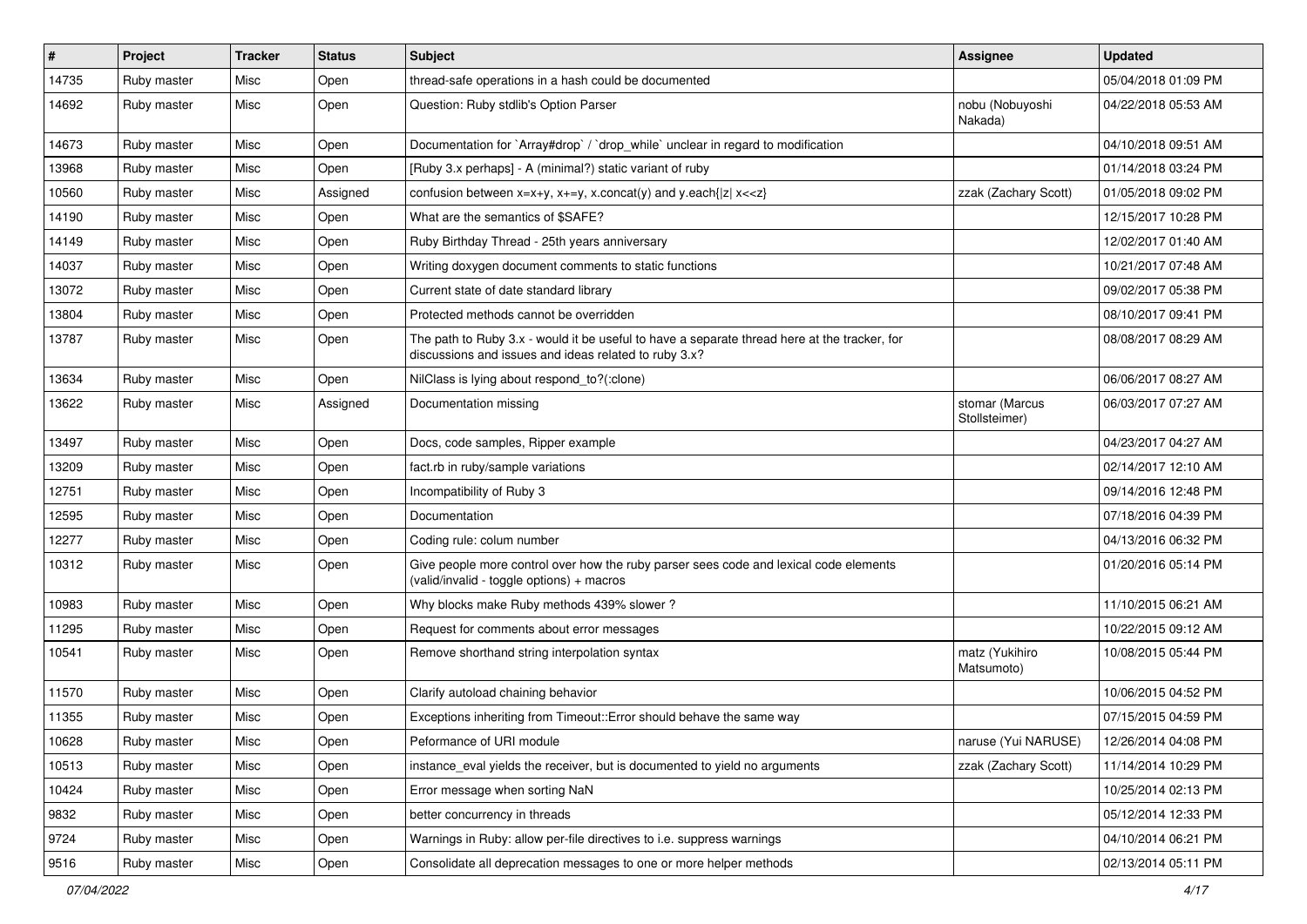| # | Project | Tracker | Status | Subject | Assignee | Updated |
|---|---|---|---|---|---|---|
| 14735 | Ruby master | Misc | Open | thread-safe operations in a hash could be documented | | 05/04/2018 01:09 PM |
| 14692 | Ruby master | Misc | Open | Question: Ruby stdlib's Option Parser | nobu (Nobuyoshi Nakada) | 04/22/2018 05:53 AM |
| 14673 | Ruby master | Misc | Open | Documentation for `Array#drop` / `drop_while` unclear in regard to modification | | 04/10/2018 09:51 AM |
| 13968 | Ruby master | Misc | Open | [Ruby 3.x perhaps] - A (minimal?) static variant of ruby | | 01/14/2018 03:24 PM |
| 10560 | Ruby master | Misc | Assigned | confusion between x=x+y, x+=y, x.concat(y) and y.each{\|z\| x<<z} | zzak (Zachary Scott) | 01/05/2018 09:02 PM |
| 14190 | Ruby master | Misc | Open | What are the semantics of $SAFE? | | 12/15/2017 10:28 PM |
| 14149 | Ruby master | Misc | Open | Ruby Birthday Thread - 25th years anniversary | | 12/02/2017 01:40 AM |
| 14037 | Ruby master | Misc | Open | Writing doxygen document comments to static functions | | 10/21/2017 07:48 AM |
| 13072 | Ruby master | Misc | Open | Current state of date standard library | | 09/02/2017 05:38 PM |
| 13804 | Ruby master | Misc | Open | Protected methods cannot be overridden | | 08/10/2017 09:41 PM |
| 13787 | Ruby master | Misc | Open | The path to Ruby 3.x - would it be useful to have a separate thread here at the tracker, for discussions and issues and ideas related to ruby 3.x? | | 08/08/2017 08:29 AM |
| 13634 | Ruby master | Misc | Open | NilClass is lying about respond_to?(:clone) | | 06/06/2017 08:27 AM |
| 13622 | Ruby master | Misc | Assigned | Documentation missing | stomar (Marcus Stollsteimer) | 06/03/2017 07:27 AM |
| 13497 | Ruby master | Misc | Open | Docs, code samples, Ripper example | | 04/23/2017 04:27 AM |
| 13209 | Ruby master | Misc | Open | fact.rb in ruby/sample variations | | 02/14/2017 12:10 AM |
| 12751 | Ruby master | Misc | Open | Incompatibility of Ruby 3 | | 09/14/2016 12:48 PM |
| 12595 | Ruby master | Misc | Open | Documentation | | 07/18/2016 04:39 PM |
| 12277 | Ruby master | Misc | Open | Coding rule: colum number | | 04/13/2016 06:32 PM |
| 10312 | Ruby master | Misc | Open | Give people more control over how the ruby parser sees code and lexical code elements (valid/invalid - toggle options) + macros | | 01/20/2016 05:14 PM |
| 10983 | Ruby master | Misc | Open | Why blocks make Ruby methods 439% slower ? | | 11/10/2015 06:21 AM |
| 11295 | Ruby master | Misc | Open | Request for comments about error messages | | 10/22/2015 09:12 AM |
| 10541 | Ruby master | Misc | Open | Remove shorthand string interpolation syntax | matz (Yukihiro Matsumoto) | 10/08/2015 05:44 PM |
| 11570 | Ruby master | Misc | Open | Clarify autoload chaining behavior | | 10/06/2015 04:52 PM |
| 11355 | Ruby master | Misc | Open | Exceptions inheriting from Timeout::Error should behave the same way | | 07/15/2015 04:59 PM |
| 10628 | Ruby master | Misc | Open | Peformance of URI module | naruse (Yui NARUSE) | 12/26/2014 04:08 PM |
| 10513 | Ruby master | Misc | Open | instance_eval yields the receiver, but is documented to yield no arguments | zzak (Zachary Scott) | 11/14/2014 10:29 PM |
| 10424 | Ruby master | Misc | Open | Error message when sorting NaN | | 10/25/2014 02:13 PM |
| 9832 | Ruby master | Misc | Open | better concurrency in threads | | 05/12/2014 12:33 PM |
| 9724 | Ruby master | Misc | Open | Warnings in Ruby: allow per-file directives to i.e. suppress warnings | | 04/10/2014 06:21 PM |
| 9516 | Ruby master | Misc | Open | Consolidate all deprecation messages to one or more helper methods | | 02/13/2014 05:11 PM |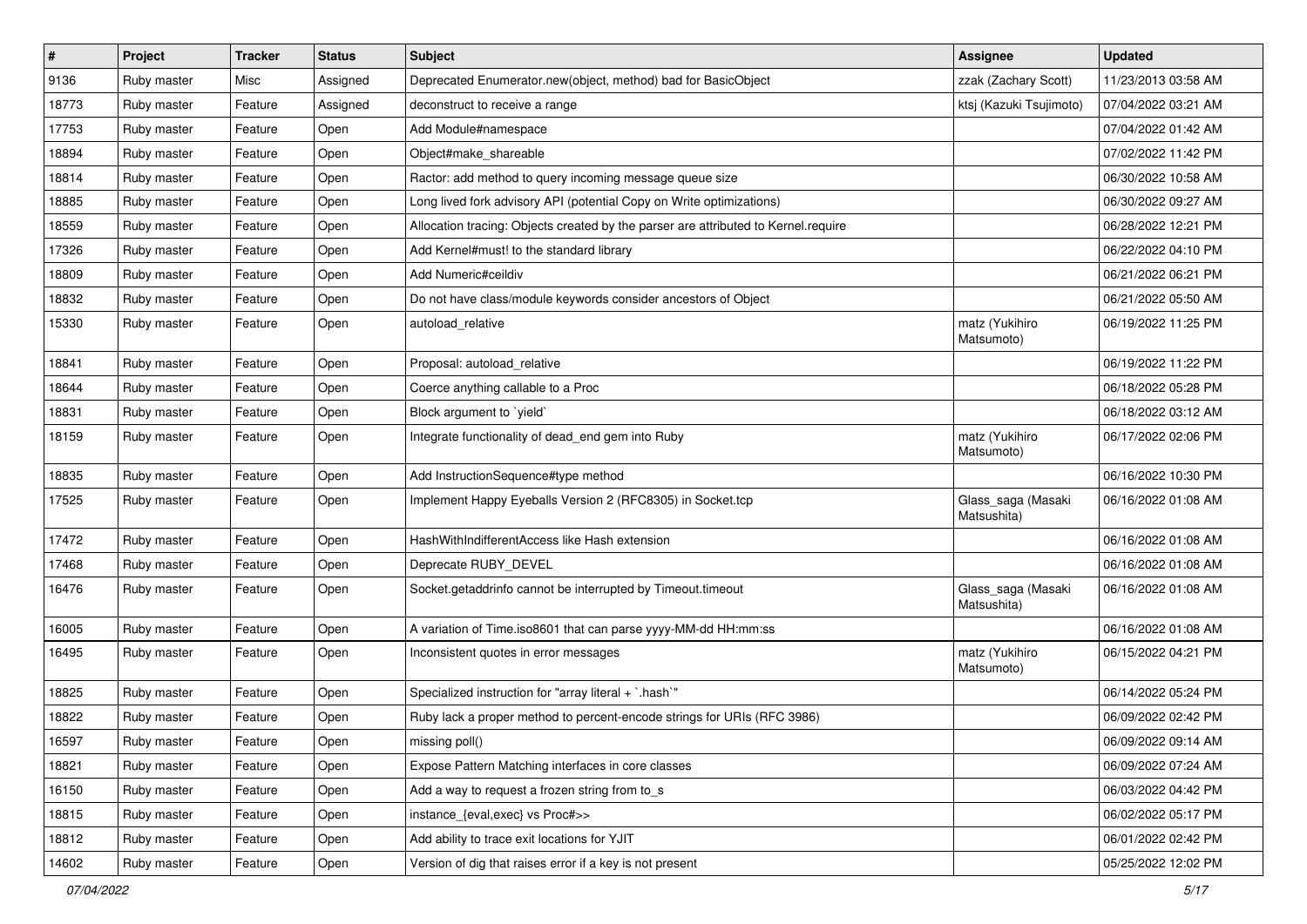| # | Project | Tracker | Status | Subject | Assignee | Updated |
|---|---|---|---|---|---|---|
| 9136 | Ruby master | Misc | Assigned | Deprecated Enumerator.new(object, method) bad for BasicObject | zzak (Zachary Scott) | 11/23/2013 03:58 AM |
| 18773 | Ruby master | Feature | Assigned | deconstruct to receive a range | ktsj (Kazuki Tsujimoto) | 07/04/2022 03:21 AM |
| 17753 | Ruby master | Feature | Open | Add Module#namespace | | 07/04/2022 01:42 AM |
| 18894 | Ruby master | Feature | Open | Object#make_shareable | | 07/02/2022 11:42 PM |
| 18814 | Ruby master | Feature | Open | Ractor: add method to query incoming message queue size | | 06/30/2022 10:58 AM |
| 18885 | Ruby master | Feature | Open | Long lived fork advisory API (potential Copy on Write optimizations) | | 06/30/2022 09:27 AM |
| 18559 | Ruby master | Feature | Open | Allocation tracing: Objects created by the parser are attributed to Kernel.require | | 06/28/2022 12:21 PM |
| 17326 | Ruby master | Feature | Open | Add Kernel#must! to the standard library | | 06/22/2022 04:10 PM |
| 18809 | Ruby master | Feature | Open | Add Numeric#ceildiv | | 06/21/2022 06:21 PM |
| 18832 | Ruby master | Feature | Open | Do not have class/module keywords consider ancestors of Object | | 06/21/2022 05:50 AM |
| 15330 | Ruby master | Feature | Open | autoload_relative | matz (Yukihiro Matsumoto) | 06/19/2022 11:25 PM |
| 18841 | Ruby master | Feature | Open | Proposal: autoload_relative | | 06/19/2022 11:22 PM |
| 18644 | Ruby master | Feature | Open | Coerce anything callable to a Proc | | 06/18/2022 05:28 PM |
| 18831 | Ruby master | Feature | Open | Block argument to `yield` | | 06/18/2022 03:12 AM |
| 18159 | Ruby master | Feature | Open | Integrate functionality of dead_end gem into Ruby | matz (Yukihiro Matsumoto) | 06/17/2022 02:06 PM |
| 18835 | Ruby master | Feature | Open | Add InstructionSequence#type method | | 06/16/2022 10:30 PM |
| 17525 | Ruby master | Feature | Open | Implement Happy Eyeballs Version 2 (RFC8305) in Socket.tcp | Glass_saga (Masaki Matsushita) | 06/16/2022 01:08 AM |
| 17472 | Ruby master | Feature | Open | HashWithIndifferentAccess like Hash extension | | 06/16/2022 01:08 AM |
| 17468 | Ruby master | Feature | Open | Deprecate RUBY_DEVEL | | 06/16/2022 01:08 AM |
| 16476 | Ruby master | Feature | Open | Socket.getaddrinfo cannot be interrupted by Timeout.timeout | Glass_saga (Masaki Matsushita) | 06/16/2022 01:08 AM |
| 16005 | Ruby master | Feature | Open | A variation of Time.iso8601 that can parse yyyy-MM-dd HH:mm:ss | | 06/16/2022 01:08 AM |
| 16495 | Ruby master | Feature | Open | Inconsistent quotes in error messages | matz (Yukihiro Matsumoto) | 06/15/2022 04:21 PM |
| 18825 | Ruby master | Feature | Open | Specialized instruction for "array literal + `.hash`" | | 06/14/2022 05:24 PM |
| 18822 | Ruby master | Feature | Open | Ruby lack a proper method to percent-encode strings for URIs (RFC 3986) | | 06/09/2022 02:42 PM |
| 16597 | Ruby master | Feature | Open | missing poll() | | 06/09/2022 09:14 AM |
| 18821 | Ruby master | Feature | Open | Expose Pattern Matching interfaces in core classes | | 06/09/2022 07:24 AM |
| 16150 | Ruby master | Feature | Open | Add a way to request a frozen string from to_s | | 06/03/2022 04:42 PM |
| 18815 | Ruby master | Feature | Open | instance_{eval,exec} vs Proc#>> | | 06/02/2022 05:17 PM |
| 18812 | Ruby master | Feature | Open | Add ability to trace exit locations for YJIT | | 06/01/2022 02:42 PM |
| 14602 | Ruby master | Feature | Open | Version of dig that raises error if a key is not present | | 05/25/2022 12:02 PM |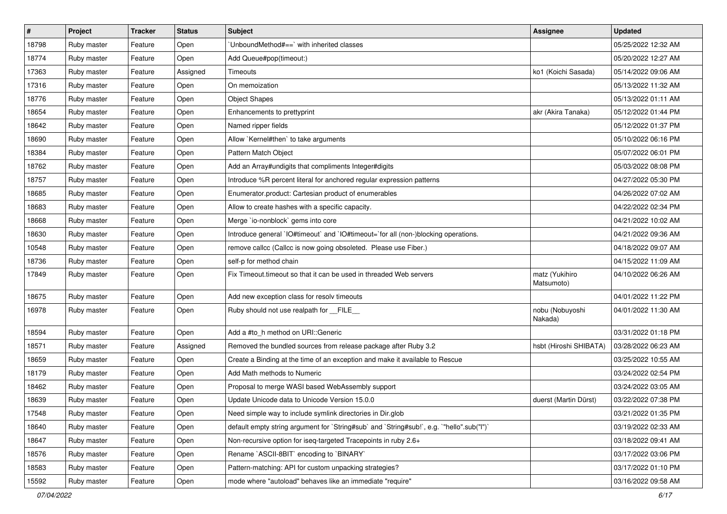| # | Project | Tracker | Status | Subject | Assignee | Updated |
|---|---|---|---|---|---|---|
| 18798 | Ruby master | Feature | Open | `UnboundMethod#==` with inherited classes | | 05/25/2022 12:32 AM |
| 18774 | Ruby master | Feature | Open | Add Queue#pop(timeout:) | | 05/20/2022 12:27 AM |
| 17363 | Ruby master | Feature | Assigned | Timeouts | ko1 (Koichi Sasada) | 05/14/2022 09:06 AM |
| 17316 | Ruby master | Feature | Open | On memoization | | 05/13/2022 11:32 AM |
| 18776 | Ruby master | Feature | Open | Object Shapes | | 05/13/2022 01:11 AM |
| 18654 | Ruby master | Feature | Open | Enhancements to prettyprint | akr (Akira Tanaka) | 05/12/2022 01:44 PM |
| 18642 | Ruby master | Feature | Open | Named ripper fields | | 05/12/2022 01:37 PM |
| 18690 | Ruby master | Feature | Open | Allow `Kernel#then` to take arguments | | 05/10/2022 06:16 PM |
| 18384 | Ruby master | Feature | Open | Pattern Match Object | | 05/07/2022 06:01 PM |
| 18762 | Ruby master | Feature | Open | Add an Array#undigits that compliments Integer#digits | | 05/03/2022 08:08 PM |
| 18757 | Ruby master | Feature | Open | Introduce %R percent literal for anchored regular expression patterns | | 04/27/2022 05:30 PM |
| 18685 | Ruby master | Feature | Open | Enumerator.product: Cartesian product of enumerables | | 04/26/2022 07:02 AM |
| 18683 | Ruby master | Feature | Open | Allow to create hashes with a specific capacity. | | 04/22/2022 02:34 PM |
| 18668 | Ruby master | Feature | Open | Merge `io-nonblock` gems into core | | 04/21/2022 10:02 AM |
| 18630 | Ruby master | Feature | Open | Introduce general `IO#timeout` and `IO#timeout=`for all (non-)blocking operations. | | 04/21/2022 09:36 AM |
| 10548 | Ruby master | Feature | Open | remove callcc (Callcc is now going obsoleted. Please use Fiber.) | | 04/18/2022 09:07 AM |
| 18736 | Ruby master | Feature | Open | self-p for method chain | | 04/15/2022 11:09 AM |
| 17849 | Ruby master | Feature | Open | Fix Timeout.timeout so that it can be used in threaded Web servers | matz (Yukihiro Matsumoto) | 04/10/2022 06:26 AM |
| 18675 | Ruby master | Feature | Open | Add new exception class for resolv timeouts | | 04/01/2022 11:22 PM |
| 16978 | Ruby master | Feature | Open | Ruby should not use realpath for __FILE__ | nobu (Nobuyoshi Nakada) | 04/01/2022 11:30 AM |
| 18594 | Ruby master | Feature | Open | Add a #to_h method on URI::Generic | | 03/31/2022 01:18 PM |
| 18571 | Ruby master | Feature | Assigned | Removed the bundled sources from release package after Ruby 3.2 | hsbt (Hiroshi SHIBATA) | 03/28/2022 06:23 AM |
| 18659 | Ruby master | Feature | Open | Create a Binding at the time of an exception and make it available to Rescue | | 03/25/2022 10:55 AM |
| 18179 | Ruby master | Feature | Open | Add Math methods to Numeric | | 03/24/2022 02:54 PM |
| 18462 | Ruby master | Feature | Open | Proposal to merge WASI based WebAssembly support | | 03/24/2022 03:05 AM |
| 18639 | Ruby master | Feature | Open | Update Unicode data to Unicode Version 15.0.0 | duerst (Martin Dürst) | 03/22/2022 07:38 PM |
| 17548 | Ruby master | Feature | Open | Need simple way to include symlink directories in Dir.glob | | 03/21/2022 01:35 PM |
| 18640 | Ruby master | Feature | Open | default empty string argument for `String#sub` and `String#sub!`, e.g. `"hello".sub("l")` | | 03/19/2022 02:33 AM |
| 18647 | Ruby master | Feature | Open | Non-recursive option for iseq-targeted Tracepoints in ruby 2.6+ | | 03/18/2022 09:41 AM |
| 18576 | Ruby master | Feature | Open | Rename `ASCII-8BIT` encoding to `BINARY` | | 03/17/2022 03:06 PM |
| 18583 | Ruby master | Feature | Open | Pattern-matching: API for custom unpacking strategies? | | 03/17/2022 01:10 PM |
| 15592 | Ruby master | Feature | Open | mode where "autoload" behaves like an immediate "require" | | 03/16/2022 09:58 AM |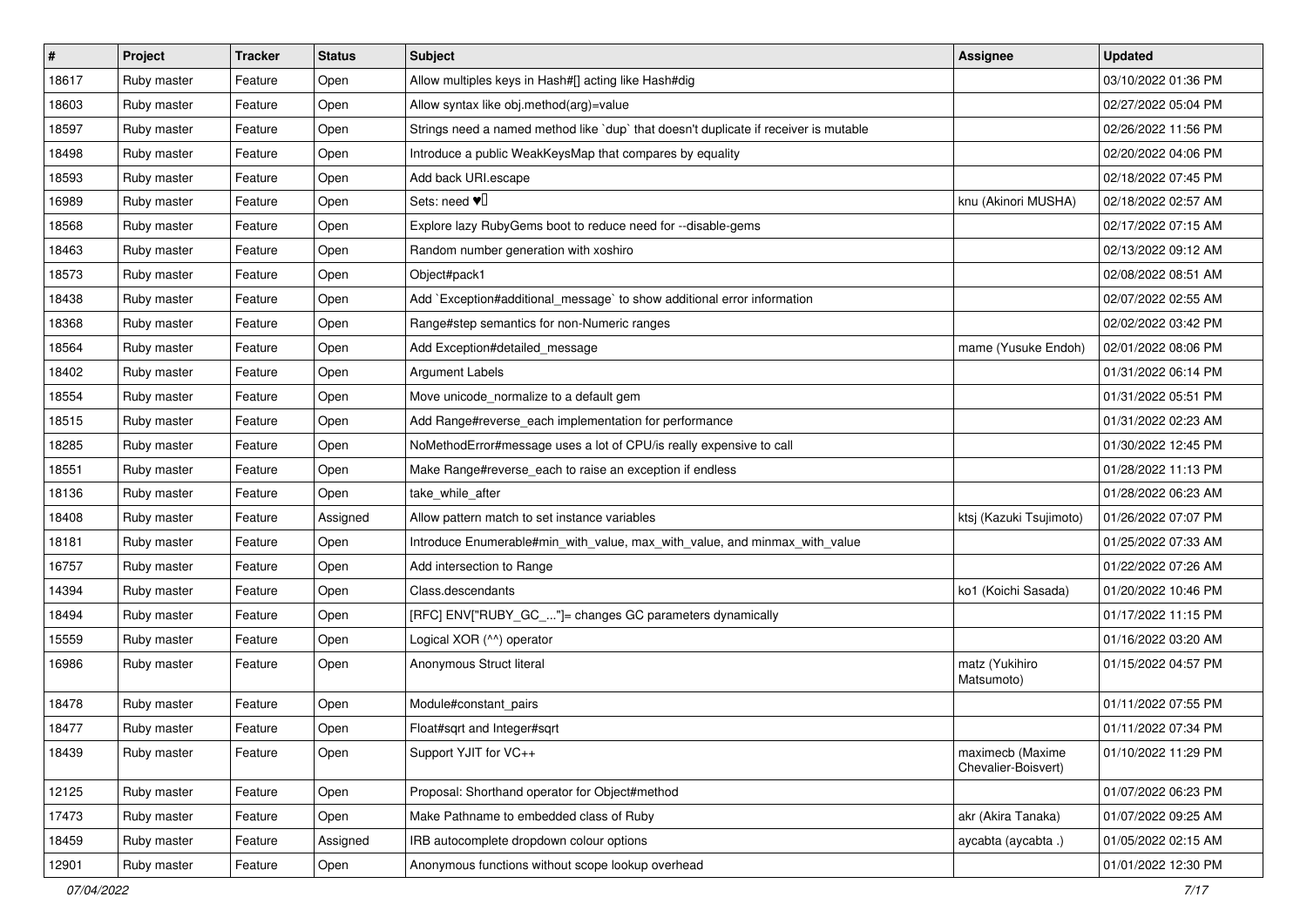| # | Project | Tracker | Status | Subject | Assignee | Updated |
|---|---|---|---|---|---|---|
| 18617 | Ruby master | Feature | Open | Allow multiples keys in Hash#[] acting like Hash#dig | | 03/10/2022 01:36 PM |
| 18603 | Ruby master | Feature | Open | Allow syntax like obj.method(arg)=value | | 02/27/2022 05:04 PM |
| 18597 | Ruby master | Feature | Open | Strings need a named method like `dup` that doesn't duplicate if receiver is mutable | | 02/26/2022 11:56 PM |
| 18498 | Ruby master | Feature | Open | Introduce a public WeakKeysMap that compares by equality | | 02/20/2022 04:06 PM |
| 18593 | Ruby master | Feature | Open | Add back URI.escape | | 02/18/2022 07:45 PM |
| 16989 | Ruby master | Feature | Open | Sets: need ♥️ | knu (Akinori MUSHA) | 02/18/2022 02:57 AM |
| 18568 | Ruby master | Feature | Open | Explore lazy RubyGems boot to reduce need for --disable-gems | | 02/17/2022 07:15 AM |
| 18463 | Ruby master | Feature | Open | Random number generation with xoshiro | | 02/13/2022 09:12 AM |
| 18573 | Ruby master | Feature | Open | Object#pack1 | | 02/08/2022 08:51 AM |
| 18438 | Ruby master | Feature | Open | Add `Exception#additional_message` to show additional error information | | 02/07/2022 02:55 AM |
| 18368 | Ruby master | Feature | Open | Range#step semantics for non-Numeric ranges | | 02/02/2022 03:42 PM |
| 18564 | Ruby master | Feature | Open | Add Exception#detailed_message | mame (Yusuke Endoh) | 02/01/2022 08:06 PM |
| 18402 | Ruby master | Feature | Open | Argument Labels | | 01/31/2022 06:14 PM |
| 18554 | Ruby master | Feature | Open | Move unicode_normalize to a default gem | | 01/31/2022 05:51 PM |
| 18515 | Ruby master | Feature | Open | Add Range#reverse_each implementation for performance | | 01/31/2022 02:23 AM |
| 18285 | Ruby master | Feature | Open | NoMethodError#message uses a lot of CPU/is really expensive to call | | 01/30/2022 12:45 PM |
| 18551 | Ruby master | Feature | Open | Make Range#reverse_each to raise an exception if endless | | 01/28/2022 11:13 PM |
| 18136 | Ruby master | Feature | Open | take_while_after | | 01/28/2022 06:23 AM |
| 18408 | Ruby master | Feature | Assigned | Allow pattern match to set instance variables | ktsj (Kazuki Tsujimoto) | 01/26/2022 07:07 PM |
| 18181 | Ruby master | Feature | Open | Introduce Enumerable#min_with_value, max_with_value, and minmax_with_value | | 01/25/2022 07:33 AM |
| 16757 | Ruby master | Feature | Open | Add intersection to Range | | 01/22/2022 07:26 AM |
| 14394 | Ruby master | Feature | Open | Class.descendants | ko1 (Koichi Sasada) | 01/20/2022 10:46 PM |
| 18494 | Ruby master | Feature | Open | [RFC] ENV["RUBY_GC_..."]= changes GC parameters dynamically | | 01/17/2022 11:15 PM |
| 15559 | Ruby master | Feature | Open | Logical XOR (^^) operator | | 01/16/2022 03:20 AM |
| 16986 | Ruby master | Feature | Open | Anonymous Struct literal | matz (Yukihiro Matsumoto) | 01/15/2022 04:57 PM |
| 18478 | Ruby master | Feature | Open | Module#constant_pairs | | 01/11/2022 07:55 PM |
| 18477 | Ruby master | Feature | Open | Float#sqrt and Integer#sqrt | | 01/11/2022 07:34 PM |
| 18439 | Ruby master | Feature | Open | Support YJIT for VC++ | maximecb (Maxime Chevalier-Boisvert) | 01/10/2022 11:29 PM |
| 12125 | Ruby master | Feature | Open | Proposal: Shorthand operator for Object#method | | 01/07/2022 06:23 PM |
| 17473 | Ruby master | Feature | Open | Make Pathname to embedded class of Ruby | akr (Akira Tanaka) | 01/07/2022 09:25 AM |
| 18459 | Ruby master | Feature | Assigned | IRB autocomplete dropdown colour options | aycabta (aycabta .) | 01/05/2022 02:15 AM |
| 12901 | Ruby master | Feature | Open | Anonymous functions without scope lookup overhead | | 01/01/2022 12:30 PM |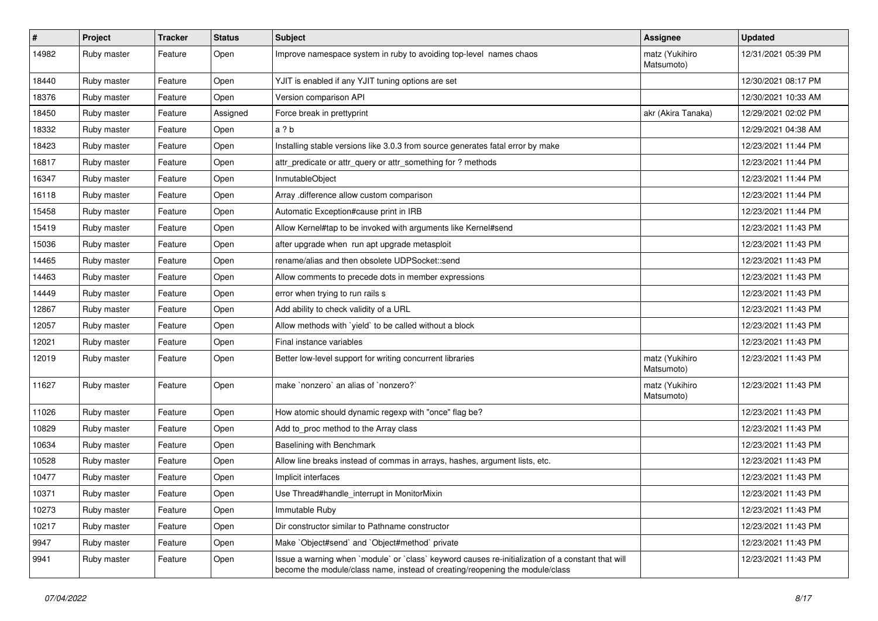| # | Project | Tracker | Status | Subject | Assignee | Updated |
|---|---|---|---|---|---|---|
| 14982 | Ruby master | Feature | Open | Improve namespace system in ruby to avoiding top-level names chaos | matz (Yukihiro Matsumoto) | 12/31/2021 05:39 PM |
| 18440 | Ruby master | Feature | Open | YJIT is enabled if any YJIT tuning options are set | | 12/30/2021 08:17 PM |
| 18376 | Ruby master | Feature | Open | Version comparison API | | 12/30/2021 10:33 AM |
| 18450 | Ruby master | Feature | Assigned | Force break in prettyprint | akr (Akira Tanaka) | 12/29/2021 02:02 PM |
| 18332 | Ruby master | Feature | Open | a ? b | | 12/29/2021 04:38 AM |
| 18423 | Ruby master | Feature | Open | Installing stable versions like 3.0.3 from source generates fatal error by make | | 12/23/2021 11:44 PM |
| 16817 | Ruby master | Feature | Open | attr_predicate or attr_query or attr_something for ? methods | | 12/23/2021 11:44 PM |
| 16347 | Ruby master | Feature | Open | InmutableObject | | 12/23/2021 11:44 PM |
| 16118 | Ruby master | Feature | Open | Array .difference allow custom comparison | | 12/23/2021 11:44 PM |
| 15458 | Ruby master | Feature | Open | Automatic Exception#cause print in IRB | | 12/23/2021 11:44 PM |
| 15419 | Ruby master | Feature | Open | Allow Kernel#tap to be invoked with arguments like Kernel#send | | 12/23/2021 11:43 PM |
| 15036 | Ruby master | Feature | Open | after upgrade when run apt upgrade metasploit | | 12/23/2021 11:43 PM |
| 14465 | Ruby master | Feature | Open | rename/alias and then obsolete UDPSocket::send | | 12/23/2021 11:43 PM |
| 14463 | Ruby master | Feature | Open | Allow comments to precede dots in member expressions | | 12/23/2021 11:43 PM |
| 14449 | Ruby master | Feature | Open | error when trying to run rails s | | 12/23/2021 11:43 PM |
| 12867 | Ruby master | Feature | Open | Add ability to check validity of a URL | | 12/23/2021 11:43 PM |
| 12057 | Ruby master | Feature | Open | Allow methods with `yield` to be called without a block | | 12/23/2021 11:43 PM |
| 12021 | Ruby master | Feature | Open | Final instance variables | | 12/23/2021 11:43 PM |
| 12019 | Ruby master | Feature | Open | Better low-level support for writing concurrent libraries | matz (Yukihiro Matsumoto) | 12/23/2021 11:43 PM |
| 11627 | Ruby master | Feature | Open | make `nonzero` an alias of `nonzero?` | matz (Yukihiro Matsumoto) | 12/23/2021 11:43 PM |
| 11026 | Ruby master | Feature | Open | How atomic should dynamic regexp with "once" flag be? | | 12/23/2021 11:43 PM |
| 10829 | Ruby master | Feature | Open | Add to_proc method to the Array class | | 12/23/2021 11:43 PM |
| 10634 | Ruby master | Feature | Open | Baselining with Benchmark | | 12/23/2021 11:43 PM |
| 10528 | Ruby master | Feature | Open | Allow line breaks instead of commas in arrays, hashes, argument lists, etc. | | 12/23/2021 11:43 PM |
| 10477 | Ruby master | Feature | Open | Implicit interfaces | | 12/23/2021 11:43 PM |
| 10371 | Ruby master | Feature | Open | Use Thread#handle_interrupt in MonitorMixin | | 12/23/2021 11:43 PM |
| 10273 | Ruby master | Feature | Open | Immutable Ruby | | 12/23/2021 11:43 PM |
| 10217 | Ruby master | Feature | Open | Dir constructor similar to Pathname constructor | | 12/23/2021 11:43 PM |
| 9947 | Ruby master | Feature | Open | Make `Object#send` and `Object#method` private | | 12/23/2021 11:43 PM |
| 9941 | Ruby master | Feature | Open | Issue a warning when `module` or `class` keyword causes re-initialization of a constant that will become the module/class name, instead of creating/reopening the module/class | | 12/23/2021 11:43 PM |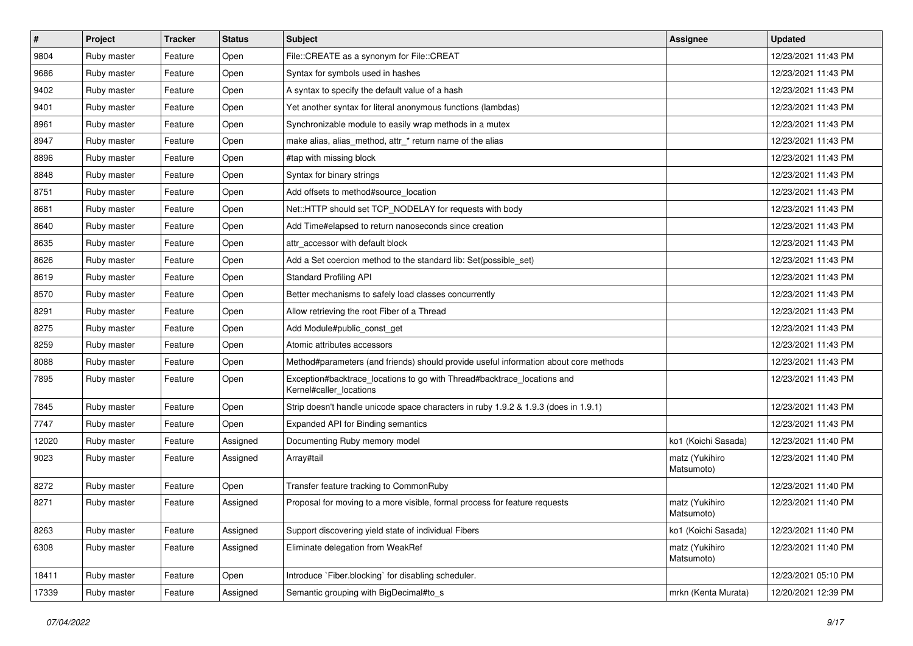| # | Project | Tracker | Status | Subject | Assignee | Updated |
|---|---|---|---|---|---|---|
| 9804 | Ruby master | Feature | Open | File::CREATE as a synonym for File::CREAT | | 12/23/2021 11:43 PM |
| 9686 | Ruby master | Feature | Open | Syntax for symbols used in hashes | | 12/23/2021 11:43 PM |
| 9402 | Ruby master | Feature | Open | A syntax to specify the default value of a hash | | 12/23/2021 11:43 PM |
| 9401 | Ruby master | Feature | Open | Yet another syntax for literal anonymous functions (lambdas) | | 12/23/2021 11:43 PM |
| 8961 | Ruby master | Feature | Open | Synchronizable module to easily wrap methods in a mutex | | 12/23/2021 11:43 PM |
| 8947 | Ruby master | Feature | Open | make alias, alias_method, attr_* return name of the alias | | 12/23/2021 11:43 PM |
| 8896 | Ruby master | Feature | Open | #tap with missing block | | 12/23/2021 11:43 PM |
| 8848 | Ruby master | Feature | Open | Syntax for binary strings | | 12/23/2021 11:43 PM |
| 8751 | Ruby master | Feature | Open | Add offsets to method#source_location | | 12/23/2021 11:43 PM |
| 8681 | Ruby master | Feature | Open | Net::HTTP should set TCP_NODELAY for requests with body | | 12/23/2021 11:43 PM |
| 8640 | Ruby master | Feature | Open | Add Time#elapsed to return nanoseconds since creation | | 12/23/2021 11:43 PM |
| 8635 | Ruby master | Feature | Open | attr_accessor with default block | | 12/23/2021 11:43 PM |
| 8626 | Ruby master | Feature | Open | Add a Set coercion method to the standard lib: Set(possible_set) | | 12/23/2021 11:43 PM |
| 8619 | Ruby master | Feature | Open | Standard Profiling API | | 12/23/2021 11:43 PM |
| 8570 | Ruby master | Feature | Open | Better mechanisms to safely load classes concurrently | | 12/23/2021 11:43 PM |
| 8291 | Ruby master | Feature | Open | Allow retrieving the root Fiber of a Thread | | 12/23/2021 11:43 PM |
| 8275 | Ruby master | Feature | Open | Add Module#public_const_get | | 12/23/2021 11:43 PM |
| 8259 | Ruby master | Feature | Open | Atomic attributes accessors | | 12/23/2021 11:43 PM |
| 8088 | Ruby master | Feature | Open | Method#parameters (and friends) should provide useful information about core methods | | 12/23/2021 11:43 PM |
| 7895 | Ruby master | Feature | Open | Exception#backtrace_locations to go with Thread#backtrace_locations and Kernel#caller_locations | | 12/23/2021 11:43 PM |
| 7845 | Ruby master | Feature | Open | Strip doesn't handle unicode space characters in ruby 1.9.2 & 1.9.3 (does in 1.9.1) | | 12/23/2021 11:43 PM |
| 7747 | Ruby master | Feature | Open | Expanded API for Binding semantics | | 12/23/2021 11:43 PM |
| 12020 | Ruby master | Feature | Assigned | Documenting Ruby memory model | ko1 (Koichi Sasada) | 12/23/2021 11:40 PM |
| 9023 | Ruby master | Feature | Assigned | Array#tail | matz (Yukihiro Matsumoto) | 12/23/2021 11:40 PM |
| 8272 | Ruby master | Feature | Open | Transfer feature tracking to CommonRuby | | 12/23/2021 11:40 PM |
| 8271 | Ruby master | Feature | Assigned | Proposal for moving to a more visible, formal process for feature requests | matz (Yukihiro Matsumoto) | 12/23/2021 11:40 PM |
| 8263 | Ruby master | Feature | Assigned | Support discovering yield state of individual Fibers | ko1 (Koichi Sasada) | 12/23/2021 11:40 PM |
| 6308 | Ruby master | Feature | Assigned | Eliminate delegation from WeakRef | matz (Yukihiro Matsumoto) | 12/23/2021 11:40 PM |
| 18411 | Ruby master | Feature | Open | Introduce `Fiber.blocking` for disabling scheduler. | | 12/23/2021 05:10 PM |
| 17339 | Ruby master | Feature | Assigned | Semantic grouping with BigDecimal#to_s | mrkn (Kenta Murata) | 12/20/2021 12:39 PM |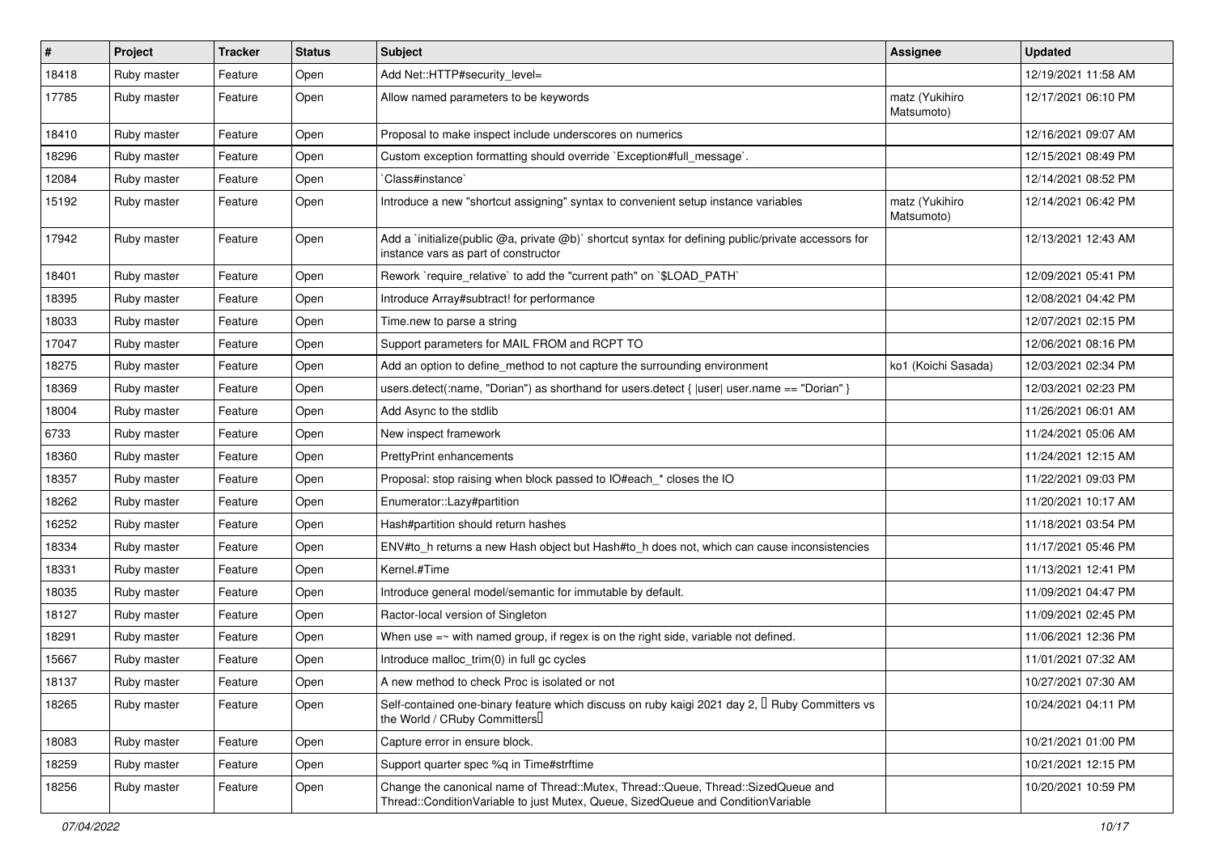| # | Project | Tracker | Status | Subject | Assignee | Updated |
|---|---|---|---|---|---|---|
| 18418 | Ruby master | Feature | Open | Add Net::HTTP#security_level= | | 12/19/2021 11:58 AM |
| 17785 | Ruby master | Feature | Open | Allow named parameters to be keywords | matz (Yukihiro Matsumoto) | 12/17/2021 06:10 PM |
| 18410 | Ruby master | Feature | Open | Proposal to make inspect include underscores on numerics | | 12/16/2021 09:07 AM |
| 18296 | Ruby master | Feature | Open | Custom exception formatting should override `Exception#full_message`. | | 12/15/2021 08:49 PM |
| 12084 | Ruby master | Feature | Open | `Class#instance` | | 12/14/2021 08:52 PM |
| 15192 | Ruby master | Feature | Open | Introduce a new "shortcut assigning" syntax to convenient setup instance variables | matz (Yukihiro Matsumoto) | 12/14/2021 06:42 PM |
| 17942 | Ruby master | Feature | Open | Add a `initialize(public @a, private @b)` shortcut syntax for defining public/private accessors for instance vars as part of constructor | | 12/13/2021 12:43 AM |
| 18401 | Ruby master | Feature | Open | Rework `require_relative` to add the "current path" on `$LOAD_PATH` | | 12/09/2021 05:41 PM |
| 18395 | Ruby master | Feature | Open | Introduce Array#subtract! for performance | | 12/08/2021 04:42 PM |
| 18033 | Ruby master | Feature | Open | Time.new to parse a string | | 12/07/2021 02:15 PM |
| 17047 | Ruby master | Feature | Open | Support parameters for MAIL FROM and RCPT TO | | 12/06/2021 08:16 PM |
| 18275 | Ruby master | Feature | Open | Add an option to define_method to not capture the surrounding environment | ko1 (Koichi Sasada) | 12/03/2021 02:34 PM |
| 18369 | Ruby master | Feature | Open | users.detect(:name, "Dorian") as shorthand for users.detect { \|user\| user.name == "Dorian" } | | 12/03/2021 02:23 PM |
| 18004 | Ruby master | Feature | Open | Add Async to the stdlib | | 11/26/2021 06:01 AM |
| 6733 | Ruby master | Feature | Open | New inspect framework | | 11/24/2021 05:06 AM |
| 18360 | Ruby master | Feature | Open | PrettyPrint enhancements | | 11/24/2021 12:15 AM |
| 18357 | Ruby master | Feature | Open | Proposal: stop raising when block passed to IO#each_* closes the IO | | 11/22/2021 09:03 PM |
| 18262 | Ruby master | Feature | Open | Enumerator::Lazy#partition | | 11/20/2021 10:17 AM |
| 16252 | Ruby master | Feature | Open | Hash#partition should return hashes | | 11/18/2021 03:54 PM |
| 18334 | Ruby master | Feature | Open | ENV#to_h returns a new Hash object but Hash#to_h does not, which can cause inconsistencies | | 11/17/2021 05:46 PM |
| 18331 | Ruby master | Feature | Open | Kernel.#Time | | 11/13/2021 12:41 PM |
| 18035 | Ruby master | Feature | Open | Introduce general model/semantic for immutable by default. | | 11/09/2021 04:47 PM |
| 18127 | Ruby master | Feature | Open | Ractor-local version of Singleton | | 11/09/2021 02:45 PM |
| 18291 | Ruby master | Feature | Open | When use =~ with named group, if regex is on the right side, variable not defined. | | 11/06/2021 12:36 PM |
| 15667 | Ruby master | Feature | Open | Introduce malloc_trim(0) in full gc cycles | | 11/01/2021 07:32 AM |
| 18137 | Ruby master | Feature | Open | A new method to check Proc is isolated or not | | 10/27/2021 07:30 AM |
| 18265 | Ruby master | Feature | Open | Self-contained one-binary feature which discuss on ruby kaigi 2021 day 2, 「Ruby Committers vs the World / CRuby Committers」 | | 10/24/2021 04:11 PM |
| 18083 | Ruby master | Feature | Open | Capture error in ensure block. | | 10/21/2021 01:00 PM |
| 18259 | Ruby master | Feature | Open | Support quarter spec %q in Time#strftime | | 10/21/2021 12:15 PM |
| 18256 | Ruby master | Feature | Open | Change the canonical name of Thread::Mutex, Thread::Queue, Thread::SizedQueue and Thread::ConditionVariable to just Mutex, Queue, SizedQueue and ConditionVariable | | 10/20/2021 10:59 PM |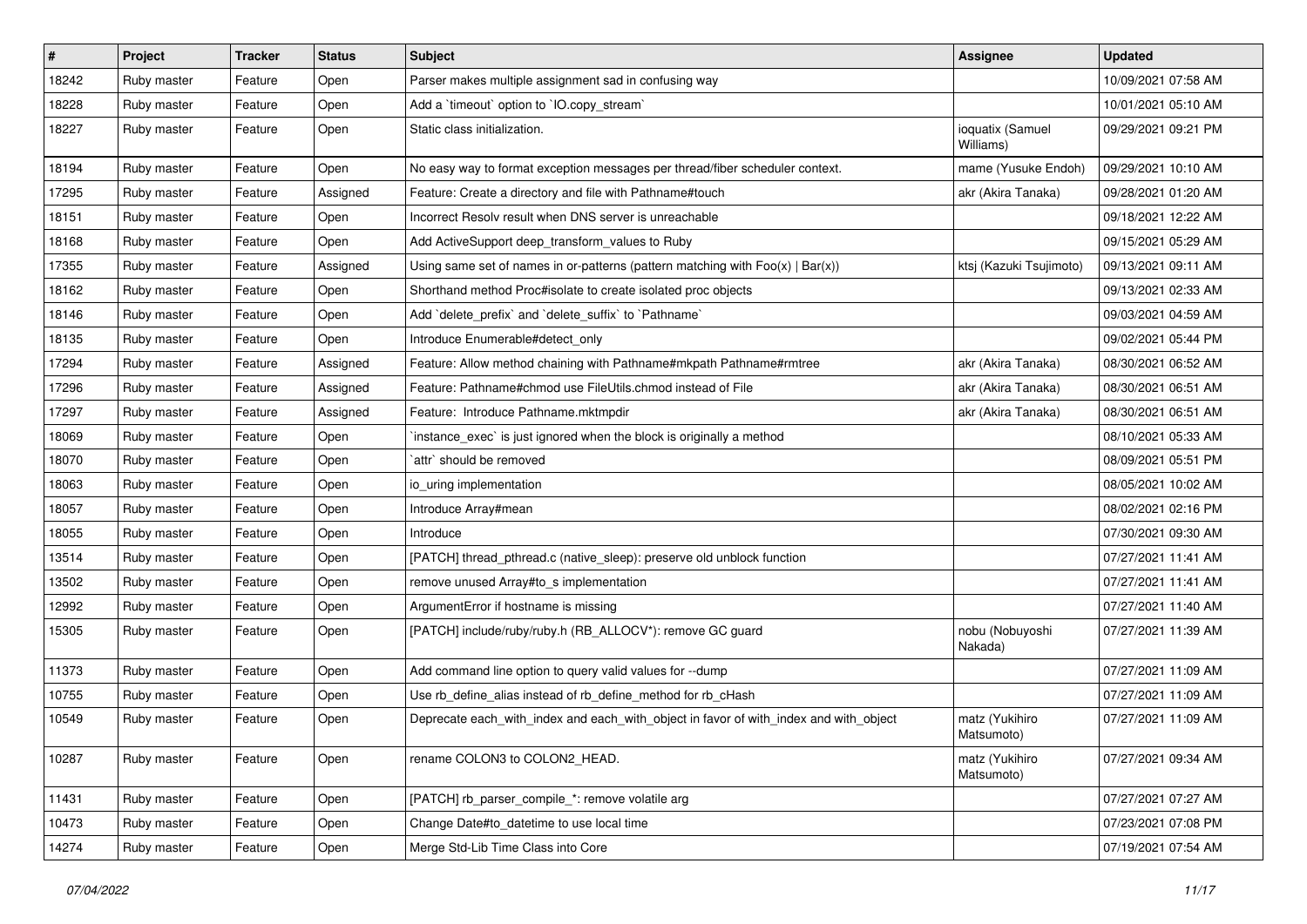| # | Project | Tracker | Status | Subject | Assignee | Updated |
|---|---|---|---|---|---|---|
| 18242 | Ruby master | Feature | Open | Parser makes multiple assignment sad in confusing way | | 10/09/2021 07:58 AM |
| 18228 | Ruby master | Feature | Open | Add a `timeout` option to `IO.copy_stream` | | 10/01/2021 05:10 AM |
| 18227 | Ruby master | Feature | Open | Static class initialization. | ioquatix (Samuel Williams) | 09/29/2021 09:21 PM |
| 18194 | Ruby master | Feature | Open | No easy way to format exception messages per thread/fiber scheduler context. | mame (Yusuke Endoh) | 09/29/2021 10:10 AM |
| 17295 | Ruby master | Feature | Assigned | Feature: Create a directory and file with Pathname#touch | akr (Akira Tanaka) | 09/28/2021 01:20 AM |
| 18151 | Ruby master | Feature | Open | Incorrect Resolv result when DNS server is unreachable | | 09/18/2021 12:22 AM |
| 18168 | Ruby master | Feature | Open | Add ActiveSupport deep_transform_values to Ruby | | 09/15/2021 05:29 AM |
| 17355 | Ruby master | Feature | Assigned | Using same set of names in or-patterns (pattern matching with Foo(x) \| Bar(x)) | ktsj (Kazuki Tsujimoto) | 09/13/2021 09:11 AM |
| 18162 | Ruby master | Feature | Open | Shorthand method Proc#isolate to create isolated proc objects | | 09/13/2021 02:33 AM |
| 18146 | Ruby master | Feature | Open | Add `delete_prefix` and `delete_suffix` to `Pathname` | | 09/03/2021 04:59 AM |
| 18135 | Ruby master | Feature | Open | Introduce Enumerable#detect_only | | 09/02/2021 05:44 PM |
| 17294 | Ruby master | Feature | Assigned | Feature: Allow method chaining with Pathname#mkpath Pathname#rmtree | akr (Akira Tanaka) | 08/30/2021 06:52 AM |
| 17296 | Ruby master | Feature | Assigned | Feature: Pathname#chmod use FileUtils.chmod instead of File | akr (Akira Tanaka) | 08/30/2021 06:51 AM |
| 17297 | Ruby master | Feature | Assigned | Feature: Introduce Pathname.mktmpdir | akr (Akira Tanaka) | 08/30/2021 06:51 AM |
| 18069 | Ruby master | Feature | Open | `instance_exec` is just ignored when the block is originally a method | | 08/10/2021 05:33 AM |
| 18070 | Ruby master | Feature | Open | `attr` should be removed | | 08/09/2021 05:51 PM |
| 18063 | Ruby master | Feature | Open | io_uring implementation | | 08/05/2021 10:02 AM |
| 18057 | Ruby master | Feature | Open | Introduce Array#mean | | 08/02/2021 02:16 PM |
| 18055 | Ruby master | Feature | Open | Introduce | | 07/30/2021 09:30 AM |
| 13514 | Ruby master | Feature | Open | [PATCH] thread_pthread.c (native_sleep): preserve old unblock function | | 07/27/2021 11:41 AM |
| 13502 | Ruby master | Feature | Open | remove unused Array#to_s implementation | | 07/27/2021 11:41 AM |
| 12992 | Ruby master | Feature | Open | ArgumentError if hostname is missing | | 07/27/2021 11:40 AM |
| 15305 | Ruby master | Feature | Open | [PATCH] include/ruby/ruby.h (RB_ALLOCV*): remove GC guard | nobu (Nobuyoshi Nakada) | 07/27/2021 11:39 AM |
| 11373 | Ruby master | Feature | Open | Add command line option to query valid values for --dump | | 07/27/2021 11:09 AM |
| 10755 | Ruby master | Feature | Open | Use rb_define_alias instead of rb_define_method for rb_cHash | | 07/27/2021 11:09 AM |
| 10549 | Ruby master | Feature | Open | Deprecate each_with_index and each_with_object in favor of with_index and with_object | matz (Yukihiro Matsumoto) | 07/27/2021 11:09 AM |
| 10287 | Ruby master | Feature | Open | rename COLON3 to COLON2_HEAD. | matz (Yukihiro Matsumoto) | 07/27/2021 09:34 AM |
| 11431 | Ruby master | Feature | Open | [PATCH] rb_parser_compile_*: remove volatile arg | | 07/27/2021 07:27 AM |
| 10473 | Ruby master | Feature | Open | Change Date#to_datetime to use local time | | 07/23/2021 07:08 PM |
| 14274 | Ruby master | Feature | Open | Merge Std-Lib Time Class into Core | | 07/19/2021 07:54 AM |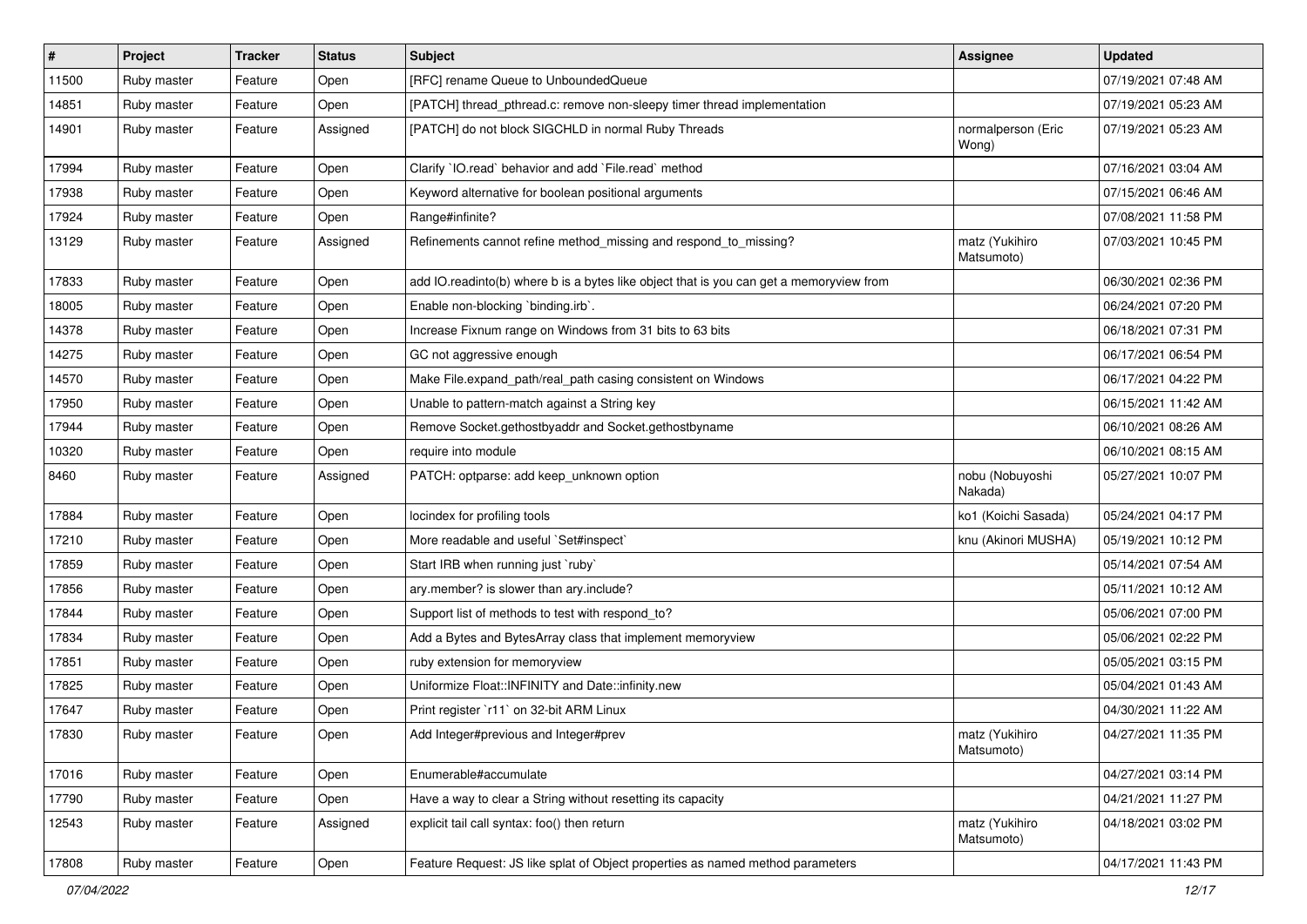| # | Project | Tracker | Status | Subject | Assignee | Updated |
|---|---|---|---|---|---|---|
| 11500 | Ruby master | Feature | Open | [RFC] rename Queue to UnboundedQueue | | 07/19/2021 07:48 AM |
| 14851 | Ruby master | Feature | Open | [PATCH] thread_pthread.c: remove non-sleepy timer thread implementation | | 07/19/2021 05:23 AM |
| 14901 | Ruby master | Feature | Assigned | [PATCH] do not block SIGCHLD in normal Ruby Threads | normalperson (Eric Wong) | 07/19/2021 05:23 AM |
| 17994 | Ruby master | Feature | Open | Clarify `IO.read` behavior and add `File.read` method | | 07/16/2021 03:04 AM |
| 17938 | Ruby master | Feature | Open | Keyword alternative for boolean positional arguments | | 07/15/2021 06:46 AM |
| 17924 | Ruby master | Feature | Open | Range#infinite? | | 07/08/2021 11:58 PM |
| 13129 | Ruby master | Feature | Assigned | Refinements cannot refine method_missing and respond_to_missing? | matz (Yukihiro Matsumoto) | 07/03/2021 10:45 PM |
| 17833 | Ruby master | Feature | Open | add IO.readinto(b) where b is a bytes like object that is you can get a memoryview from | | 06/30/2021 02:36 PM |
| 18005 | Ruby master | Feature | Open | Enable non-blocking `binding.irb`. | | 06/24/2021 07:20 PM |
| 14378 | Ruby master | Feature | Open | Increase Fixnum range on Windows from 31 bits to 63 bits | | 06/18/2021 07:31 PM |
| 14275 | Ruby master | Feature | Open | GC not aggressive enough | | 06/17/2021 06:54 PM |
| 14570 | Ruby master | Feature | Open | Make File.expand_path/real_path casing consistent on Windows | | 06/17/2021 04:22 PM |
| 17950 | Ruby master | Feature | Open | Unable to pattern-match against a String key | | 06/15/2021 11:42 AM |
| 17944 | Ruby master | Feature | Open | Remove Socket.gethostbyaddr and Socket.gethostbyname | | 06/10/2021 08:26 AM |
| 10320 | Ruby master | Feature | Open | require into module | | 06/10/2021 08:15 AM |
| 8460 | Ruby master | Feature | Assigned | PATCH: optparse: add keep_unknown option | nobu (Nobuyoshi Nakada) | 05/27/2021 10:07 PM |
| 17884 | Ruby master | Feature | Open | locindex for profiling tools | ko1 (Koichi Sasada) | 05/24/2021 04:17 PM |
| 17210 | Ruby master | Feature | Open | More readable and useful `Set#inspect` | knu (Akinori MUSHA) | 05/19/2021 10:12 PM |
| 17859 | Ruby master | Feature | Open | Start IRB when running just `ruby` | | 05/14/2021 07:54 AM |
| 17856 | Ruby master | Feature | Open | ary.member? is slower than ary.include? | | 05/11/2021 10:12 AM |
| 17844 | Ruby master | Feature | Open | Support list of methods to test with respond_to? | | 05/06/2021 07:00 PM |
| 17834 | Ruby master | Feature | Open | Add a Bytes and BytesArray class that implement memoryview | | 05/06/2021 02:22 PM |
| 17851 | Ruby master | Feature | Open | ruby extension for memoryview | | 05/05/2021 03:15 PM |
| 17825 | Ruby master | Feature | Open | Uniformize Float::INFINITY and Date::infinity.new | | 05/04/2021 01:43 AM |
| 17647 | Ruby master | Feature | Open | Print register `r11` on 32-bit ARM Linux | | 04/30/2021 11:22 AM |
| 17830 | Ruby master | Feature | Open | Add Integer#previous and Integer#prev | matz (Yukihiro Matsumoto) | 04/27/2021 11:35 PM |
| 17016 | Ruby master | Feature | Open | Enumerable#accumulate | | 04/27/2021 03:14 PM |
| 17790 | Ruby master | Feature | Open | Have a way to clear a String without resetting its capacity | | 04/21/2021 11:27 PM |
| 12543 | Ruby master | Feature | Assigned | explicit tail call syntax: foo() then return | matz (Yukihiro Matsumoto) | 04/18/2021 03:02 PM |
| 17808 | Ruby master | Feature | Open | Feature Request: JS like splat of Object properties as named method parameters | | 04/17/2021 11:43 PM |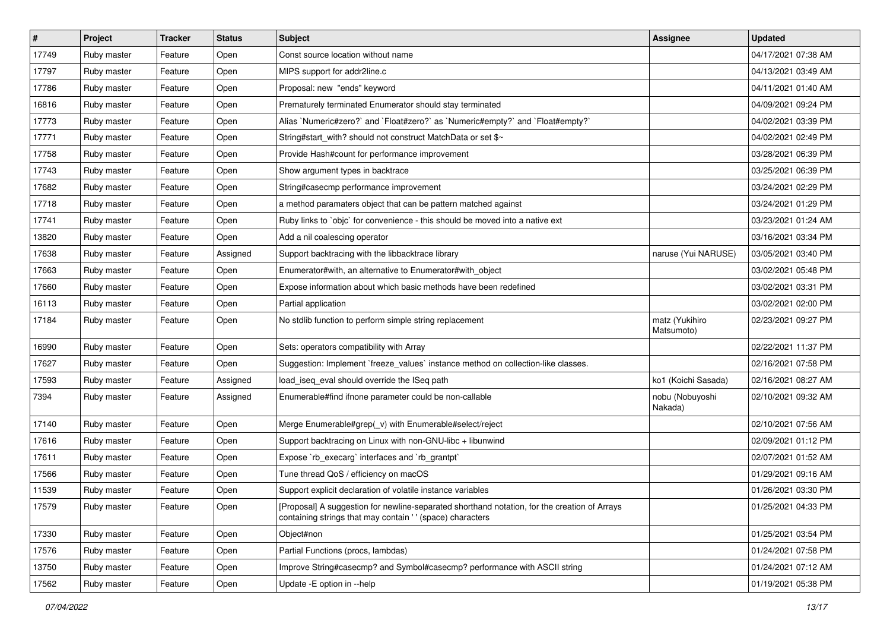| # | Project | Tracker | Status | Subject | Assignee | Updated |
|---|---|---|---|---|---|---|
| 17749 | Ruby master | Feature | Open | Const source location without name | | 04/17/2021 07:38 AM |
| 17797 | Ruby master | Feature | Open | MIPS support for addr2line.c | | 04/13/2021 03:49 AM |
| 17786 | Ruby master | Feature | Open | Proposal: new "ends" keyword | | 04/11/2021 01:40 AM |
| 16816 | Ruby master | Feature | Open | Prematurely terminated Enumerator should stay terminated | | 04/09/2021 09:24 PM |
| 17773 | Ruby master | Feature | Open | Alias `Numeric#zero?` and `Float#zero?` as `Numeric#empty?` and `Float#empty?` | | 04/02/2021 03:39 PM |
| 17771 | Ruby master | Feature | Open | String#start_with? should not construct MatchData or set $~ | | 04/02/2021 02:49 PM |
| 17758 | Ruby master | Feature | Open | Provide Hash#count for performance improvement | | 03/28/2021 06:39 PM |
| 17743 | Ruby master | Feature | Open | Show argument types in backtrace | | 03/25/2021 06:39 PM |
| 17682 | Ruby master | Feature | Open | String#casecmp performance improvement | | 03/24/2021 02:29 PM |
| 17718 | Ruby master | Feature | Open | a method paramaters object that can be pattern matched against | | 03/24/2021 01:29 PM |
| 17741 | Ruby master | Feature | Open | Ruby links to `objc` for convenience - this should be moved into a native ext | | 03/23/2021 01:24 AM |
| 13820 | Ruby master | Feature | Open | Add a nil coalescing operator | | 03/16/2021 03:34 PM |
| 17638 | Ruby master | Feature | Assigned | Support backtracing with the libbacktrace library | naruse (Yui NARUSE) | 03/05/2021 03:40 PM |
| 17663 | Ruby master | Feature | Open | Enumerator#with, an alternative to Enumerator#with_object | | 03/02/2021 05:48 PM |
| 17660 | Ruby master | Feature | Open | Expose information about which basic methods have been redefined | | 03/02/2021 03:31 PM |
| 16113 | Ruby master | Feature | Open | Partial application | | 03/02/2021 02:00 PM |
| 17184 | Ruby master | Feature | Open | No stdlib function to perform simple string replacement | matz (Yukihiro Matsumoto) | 02/23/2021 09:27 PM |
| 16990 | Ruby master | Feature | Open | Sets: operators compatibility with Array | | 02/22/2021 11:37 PM |
| 17627 | Ruby master | Feature | Open | Suggestion: Implement `freeze_values` instance method on collection-like classes. | | 02/16/2021 07:58 PM |
| 17593 | Ruby master | Feature | Assigned | load_iseq_eval should override the ISeq path | ko1 (Koichi Sasada) | 02/16/2021 08:27 AM |
| 7394 | Ruby master | Feature | Assigned | Enumerable#find ifnone parameter could be non-callable | nobu (Nobuyoshi Nakada) | 02/10/2021 09:32 AM |
| 17140 | Ruby master | Feature | Open | Merge Enumerable#grep(_v) with Enumerable#select/reject | | 02/10/2021 07:56 AM |
| 17616 | Ruby master | Feature | Open | Support backtracing on Linux with non-GNU-libc + libunwind | | 02/09/2021 01:12 PM |
| 17611 | Ruby master | Feature | Open | Expose `rb_execarg` interfaces and `rb_grantpt` | | 02/07/2021 01:52 AM |
| 17566 | Ruby master | Feature | Open | Tune thread QoS / efficiency on macOS | | 01/29/2021 09:16 AM |
| 11539 | Ruby master | Feature | Open | Support explicit declaration of volatile instance variables | | 01/26/2021 03:30 PM |
| 17579 | Ruby master | Feature | Open | [Proposal] A suggestion for newline-separated shorthand notation, for the creation of Arrays containing strings that may contain ' ' (space) characters | | 01/25/2021 04:33 PM |
| 17330 | Ruby master | Feature | Open | Object#non | | 01/25/2021 03:54 PM |
| 17576 | Ruby master | Feature | Open | Partial Functions (procs, lambdas) | | 01/24/2021 07:58 PM |
| 13750 | Ruby master | Feature | Open | Improve String#casecmp? and Symbol#casecmp? performance with ASCII string | | 01/24/2021 07:12 AM |
| 17562 | Ruby master | Feature | Open | Update -E option in --help | | 01/19/2021 05:38 PM |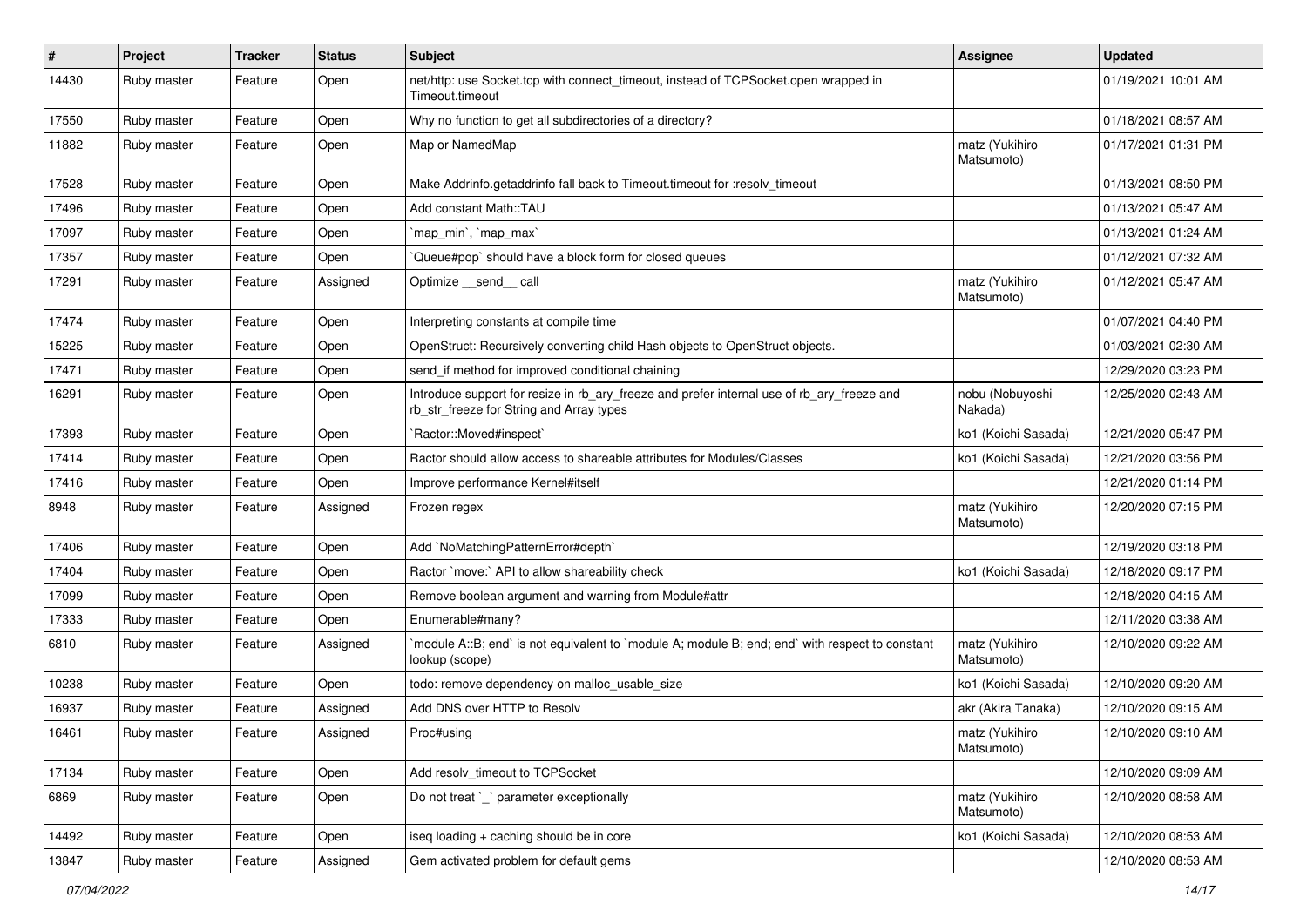| # | Project | Tracker | Status | Subject | Assignee | Updated |
|---|---|---|---|---|---|---|
| 14430 | Ruby master | Feature | Open | net/http: use Socket.tcp with connect_timeout, instead of TCPSocket.open wrapped in Timeout.timeout | | 01/19/2021 10:01 AM |
| 17550 | Ruby master | Feature | Open | Why no function to get all subdirectories of a directory? | | 01/18/2021 08:57 AM |
| 11882 | Ruby master | Feature | Open | Map or NamedMap | matz (Yukihiro Matsumoto) | 01/17/2021 01:31 PM |
| 17528 | Ruby master | Feature | Open | Make Addrinfo.getaddrinfo fall back to Timeout.timeout for :resolv_timeout | | 01/13/2021 08:50 PM |
| 17496 | Ruby master | Feature | Open | Add constant Math::TAU | | 01/13/2021 05:47 AM |
| 17097 | Ruby master | Feature | Open | `map_min`, `map_max` | | 01/13/2021 01:24 AM |
| 17357 | Ruby master | Feature | Open | `Queue#pop` should have a block form for closed queues | | 01/12/2021 07:32 AM |
| 17291 | Ruby master | Feature | Assigned | Optimize __send__ call | matz (Yukihiro Matsumoto) | 01/12/2021 05:47 AM |
| 17474 | Ruby master | Feature | Open | Interpreting constants at compile time | | 01/07/2021 04:40 PM |
| 15225 | Ruby master | Feature | Open | OpenStruct: Recursively converting child Hash objects to OpenStruct objects. | | 01/03/2021 02:30 AM |
| 17471 | Ruby master | Feature | Open | send_if method for improved conditional chaining | | 12/29/2020 03:23 PM |
| 16291 | Ruby master | Feature | Open | Introduce support for resize in rb_ary_freeze and prefer internal use of rb_ary_freeze and rb_str_freeze for String and Array types | nobu (Nobuyoshi Nakada) | 12/25/2020 02:43 AM |
| 17393 | Ruby master | Feature | Open | `Ractor::Moved#inspect` | ko1 (Koichi Sasada) | 12/21/2020 05:47 PM |
| 17414 | Ruby master | Feature | Open | Ractor should allow access to shareable attributes for Modules/Classes | ko1 (Koichi Sasada) | 12/21/2020 03:56 PM |
| 17416 | Ruby master | Feature | Open | Improve performance Kernel#itself | | 12/21/2020 01:14 PM |
| 8948 | Ruby master | Feature | Assigned | Frozen regex | matz (Yukihiro Matsumoto) | 12/20/2020 07:15 PM |
| 17406 | Ruby master | Feature | Open | Add `NoMatchingPatternError#depth` | | 12/19/2020 03:18 PM |
| 17404 | Ruby master | Feature | Open | Ractor `move:` API to allow shareability check | ko1 (Koichi Sasada) | 12/18/2020 09:17 PM |
| 17099 | Ruby master | Feature | Open | Remove boolean argument and warning from Module#attr | | 12/18/2020 04:15 AM |
| 17333 | Ruby master | Feature | Open | Enumerable#many? | | 12/11/2020 03:38 AM |
| 6810 | Ruby master | Feature | Assigned | `module A::B; end` is not equivalent to `module A; module B; end; end` with respect to constant lookup (scope) | matz (Yukihiro Matsumoto) | 12/10/2020 09:22 AM |
| 10238 | Ruby master | Feature | Open | todo: remove dependency on malloc_usable_size | ko1 (Koichi Sasada) | 12/10/2020 09:20 AM |
| 16937 | Ruby master | Feature | Assigned | Add DNS over HTTP to Resolv | akr (Akira Tanaka) | 12/10/2020 09:15 AM |
| 16461 | Ruby master | Feature | Assigned | Proc#using | matz (Yukihiro Matsumoto) | 12/10/2020 09:10 AM |
| 17134 | Ruby master | Feature | Open | Add resolv_timeout to TCPSocket | | 12/10/2020 09:09 AM |
| 6869 | Ruby master | Feature | Open | Do not treat `_` parameter exceptionally | matz (Yukihiro Matsumoto) | 12/10/2020 08:58 AM |
| 14492 | Ruby master | Feature | Open | iseq loading + caching should be in core | ko1 (Koichi Sasada) | 12/10/2020 08:53 AM |
| 13847 | Ruby master | Feature | Assigned | Gem activated problem for default gems | | 12/10/2020 08:53 AM |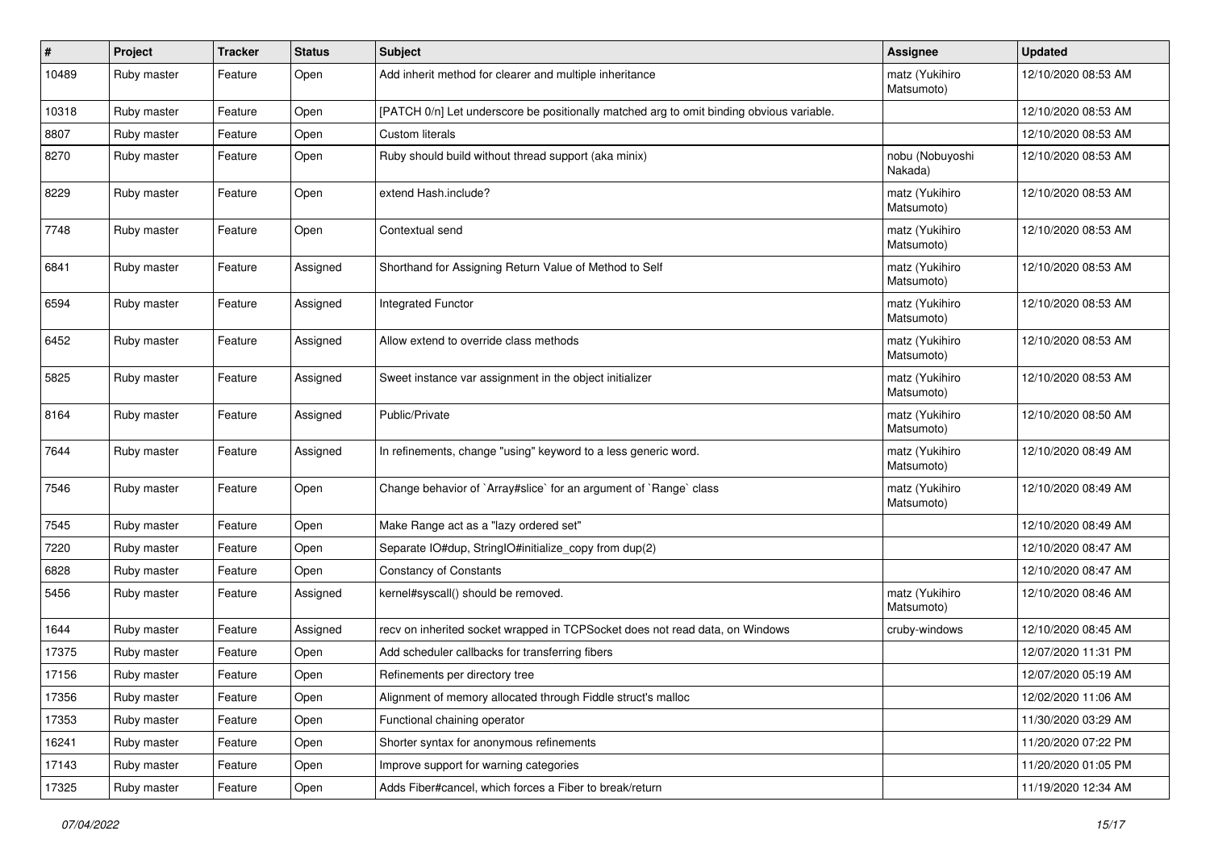| # | Project | Tracker | Status | Subject | Assignee | Updated |
|---|---|---|---|---|---|---|
| 10489 | Ruby master | Feature | Open | Add inherit method for clearer and multiple inheritance | matz (Yukihiro Matsumoto) | 12/10/2020 08:53 AM |
| 10318 | Ruby master | Feature | Open | [PATCH 0/n] Let underscore be positionally matched arg to omit binding obvious variable. | | 12/10/2020 08:53 AM |
| 8807 | Ruby master | Feature | Open | Custom literals | | 12/10/2020 08:53 AM |
| 8270 | Ruby master | Feature | Open | Ruby should build without thread support (aka minix) | nobu (Nobuyoshi Nakada) | 12/10/2020 08:53 AM |
| 8229 | Ruby master | Feature | Open | extend Hash.include? | matz (Yukihiro Matsumoto) | 12/10/2020 08:53 AM |
| 7748 | Ruby master | Feature | Open | Contextual send | matz (Yukihiro Matsumoto) | 12/10/2020 08:53 AM |
| 6841 | Ruby master | Feature | Assigned | Shorthand for Assigning Return Value of Method to Self | matz (Yukihiro Matsumoto) | 12/10/2020 08:53 AM |
| 6594 | Ruby master | Feature | Assigned | Integrated Functor | matz (Yukihiro Matsumoto) | 12/10/2020 08:53 AM |
| 6452 | Ruby master | Feature | Assigned | Allow extend to override class methods | matz (Yukihiro Matsumoto) | 12/10/2020 08:53 AM |
| 5825 | Ruby master | Feature | Assigned | Sweet instance var assignment in the object initializer | matz (Yukihiro Matsumoto) | 12/10/2020 08:53 AM |
| 8164 | Ruby master | Feature | Assigned | Public/Private | matz (Yukihiro Matsumoto) | 12/10/2020 08:50 AM |
| 7644 | Ruby master | Feature | Assigned | In refinements, change "using" keyword to a less generic word. | matz (Yukihiro Matsumoto) | 12/10/2020 08:49 AM |
| 7546 | Ruby master | Feature | Open | Change behavior of `Array#slice` for an argument of `Range` class | matz (Yukihiro Matsumoto) | 12/10/2020 08:49 AM |
| 7545 | Ruby master | Feature | Open | Make Range act as a "lazy ordered set" | | 12/10/2020 08:49 AM |
| 7220 | Ruby master | Feature | Open | Separate IO#dup, StringIO#initialize_copy from dup(2) | | 12/10/2020 08:47 AM |
| 6828 | Ruby master | Feature | Open | Constancy of Constants | | 12/10/2020 08:47 AM |
| 5456 | Ruby master | Feature | Assigned | kernel#syscall() should be removed. | matz (Yukihiro Matsumoto) | 12/10/2020 08:46 AM |
| 1644 | Ruby master | Feature | Assigned | recv on inherited socket wrapped in TCPSocket does not read data, on Windows | cruby-windows | 12/10/2020 08:45 AM |
| 17375 | Ruby master | Feature | Open | Add scheduler callbacks for transferring fibers | | 12/07/2020 11:31 PM |
| 17156 | Ruby master | Feature | Open | Refinements per directory tree | | 12/07/2020 05:19 AM |
| 17356 | Ruby master | Feature | Open | Alignment of memory allocated through Fiddle struct's malloc | | 12/02/2020 11:06 AM |
| 17353 | Ruby master | Feature | Open | Functional chaining operator | | 11/30/2020 03:29 AM |
| 16241 | Ruby master | Feature | Open | Shorter syntax for anonymous refinements | | 11/20/2020 07:22 PM |
| 17143 | Ruby master | Feature | Open | Improve support for warning categories | | 11/20/2020 01:05 PM |
| 17325 | Ruby master | Feature | Open | Adds Fiber#cancel, which forces a Fiber to break/return | | 11/19/2020 12:34 AM |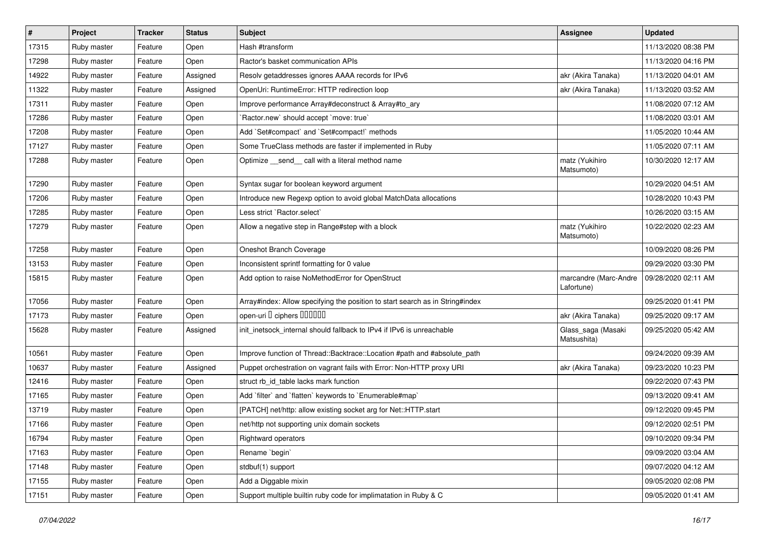| # | Project | Tracker | Status | Subject | Assignee | Updated |
|---|---|---|---|---|---|---|
| 17315 | Ruby master | Feature | Open | Hash #transform | | 11/13/2020 08:38 PM |
| 17298 | Ruby master | Feature | Open | Ractor's basket communication APIs | | 11/13/2020 04:16 PM |
| 14922 | Ruby master | Feature | Assigned | Resolv getaddresses ignores AAAA records for IPv6 | akr (Akira Tanaka) | 11/13/2020 04:01 AM |
| 11322 | Ruby master | Feature | Assigned | OpenUri: RuntimeError: HTTP redirection loop | akr (Akira Tanaka) | 11/13/2020 03:52 AM |
| 17311 | Ruby master | Feature | Open | Improve performance Array#deconstruct & Array#to_ary | | 11/08/2020 07:12 AM |
| 17286 | Ruby master | Feature | Open | `Ractor.new` should accept `move: true` | | 11/08/2020 03:01 AM |
| 17208 | Ruby master | Feature | Open | Add `Set#compact` and `Set#compact!` methods | | 11/05/2020 10:44 AM |
| 17127 | Ruby master | Feature | Open | Some TrueClass methods are faster if implemented in Ruby | | 11/05/2020 07:11 AM |
| 17288 | Ruby master | Feature | Open | Optimize __send__ call with a literal method name | matz (Yukihiro Matsumoto) | 10/30/2020 12:17 AM |
| 17290 | Ruby master | Feature | Open | Syntax sugar for boolean keyword argument | | 10/29/2020 04:51 AM |
| 17206 | Ruby master | Feature | Open | Introduce new Regexp option to avoid global MatchData allocations | | 10/28/2020 10:43 PM |
| 17285 | Ruby master | Feature | Open | Less strict `Ractor.select` | | 10/26/2020 03:15 AM |
| 17279 | Ruby master | Feature | Open | Allow a negative step in Range#step with a block | matz (Yukihiro Matsumoto) | 10/22/2020 02:23 AM |
| 17258 | Ruby master | Feature | Open | Oneshot Branch Coverage | | 10/09/2020 08:26 PM |
| 13153 | Ruby master | Feature | Open | Inconsistent sprintf formatting for 0 value | | 09/29/2020 03:30 PM |
| 15815 | Ruby master | Feature | Open | Add option to raise NoMethodError for OpenStruct | marcandre (Marc-Andre Lafortune) | 09/28/2020 02:11 AM |
| 17056 | Ruby master | Feature | Open | Array#index: Allow specifying the position to start search as in String#index | | 09/25/2020 01:41 PM |
| 17173 | Ruby master | Feature | Open | open-uri で ciphers を設定したい | akr (Akira Tanaka) | 09/25/2020 09:17 AM |
| 15628 | Ruby master | Feature | Assigned | init_inetsock_internal should fallback to IPv4 if IPv6 is unreachable | Glass_saga (Masaki Matsushita) | 09/25/2020 05:42 AM |
| 10561 | Ruby master | Feature | Open | Improve function of Thread::Backtrace::Location #path and #absolute_path | | 09/24/2020 09:39 AM |
| 10637 | Ruby master | Feature | Assigned | Puppet orchestration on vagrant fails with Error: Non-HTTP proxy URI | akr (Akira Tanaka) | 09/23/2020 10:23 PM |
| 12416 | Ruby master | Feature | Open | struct rb_id_table lacks mark function | | 09/22/2020 07:43 PM |
| 17165 | Ruby master | Feature | Open | Add `filter` and `flatten` keywords to `Enumerable#map` | | 09/13/2020 09:41 AM |
| 13719 | Ruby master | Feature | Open | [PATCH] net/http: allow existing socket arg for Net::HTTP.start | | 09/12/2020 09:45 PM |
| 17166 | Ruby master | Feature | Open | net/http not supporting unix domain sockets | | 09/12/2020 02:51 PM |
| 16794 | Ruby master | Feature | Open | Rightward operators | | 09/10/2020 09:34 PM |
| 17163 | Ruby master | Feature | Open | Rename `begin` | | 09/09/2020 03:04 AM |
| 17148 | Ruby master | Feature | Open | stdbuf(1) support | | 09/07/2020 04:12 AM |
| 17155 | Ruby master | Feature | Open | Add a Diggable mixin | | 09/05/2020 02:08 PM |
| 17151 | Ruby master | Feature | Open | Support multiple builtin ruby code for implimatation in Ruby & C | | 09/05/2020 01:41 AM |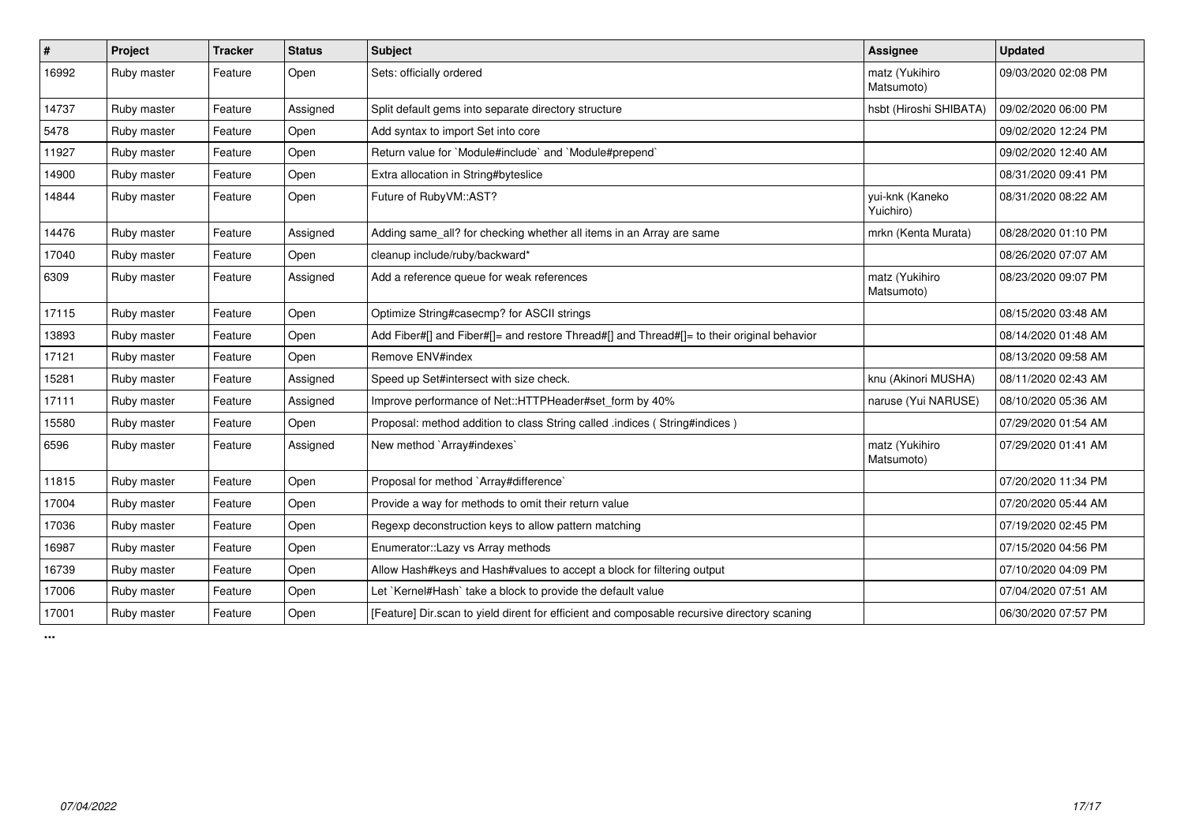| # | Project | Tracker | Status | Subject | Assignee | Updated |
|---|---|---|---|---|---|---|
| 16992 | Ruby master | Feature | Open | Sets: officially ordered | matz (Yukihiro Matsumoto) | 09/03/2020 02:08 PM |
| 14737 | Ruby master | Feature | Assigned | Split default gems into separate directory structure | hsbt (Hiroshi SHIBATA) | 09/02/2020 06:00 PM |
| 5478 | Ruby master | Feature | Open | Add syntax to import Set into core | | 09/02/2020 12:24 PM |
| 11927 | Ruby master | Feature | Open | Return value for `Module#include` and `Module#prepend` | | 09/02/2020 12:40 AM |
| 14900 | Ruby master | Feature | Open | Extra allocation in String#byteslice | | 08/31/2020 09:41 PM |
| 14844 | Ruby master | Feature | Open | Future of RubyVM::AST? | yui-knk (Kaneko Yuichiro) | 08/31/2020 08:22 AM |
| 14476 | Ruby master | Feature | Assigned | Adding same_all? for checking whether all items in an Array are same | mrkn (Kenta Murata) | 08/28/2020 01:10 PM |
| 17040 | Ruby master | Feature | Open | cleanup include/ruby/backward* | | 08/26/2020 07:07 AM |
| 6309 | Ruby master | Feature | Assigned | Add a reference queue for weak references | matz (Yukihiro Matsumoto) | 08/23/2020 09:07 PM |
| 17115 | Ruby master | Feature | Open | Optimize String#casecmp? for ASCII strings | | 08/15/2020 03:48 AM |
| 13893 | Ruby master | Feature | Open | Add Fiber#[] and Fiber#[]= and restore Thread#[] and Thread#[]= to their original behavior | | 08/14/2020 01:48 AM |
| 17121 | Ruby master | Feature | Open | Remove ENV#index | | 08/13/2020 09:58 AM |
| 15281 | Ruby master | Feature | Assigned | Speed up Set#intersect with size check. | knu (Akinori MUSHA) | 08/11/2020 02:43 AM |
| 17111 | Ruby master | Feature | Assigned | Improve performance of Net::HTTPHeader#set_form by 40% | naruse (Yui NARUSE) | 08/10/2020 05:36 AM |
| 15580 | Ruby master | Feature | Open | Proposal: method addition to class String called .indices ( String#indices ) | | 07/29/2020 01:54 AM |
| 6596 | Ruby master | Feature | Assigned | New method `Array#indexes` | matz (Yukihiro Matsumoto) | 07/29/2020 01:41 AM |
| 11815 | Ruby master | Feature | Open | Proposal for method `Array#difference` | | 07/20/2020 11:34 PM |
| 17004 | Ruby master | Feature | Open | Provide a way for methods to omit their return value | | 07/20/2020 05:44 AM |
| 17036 | Ruby master | Feature | Open | Regexp deconstruction keys to allow pattern matching | | 07/19/2020 02:45 PM |
| 16987 | Ruby master | Feature | Open | Enumerator::Lazy vs Array methods | | 07/15/2020 04:56 PM |
| 16739 | Ruby master | Feature | Open | Allow Hash#keys and Hash#values to accept a block for filtering output | | 07/10/2020 04:09 PM |
| 17006 | Ruby master | Feature | Open | Let `Kernel#Hash` take a block to provide the default value | | 07/04/2020 07:51 AM |
| 17001 | Ruby master | Feature | Open | [Feature] Dir.scan to yield dirent for efficient and composable recursive directory scaning | | 06/30/2020 07:57 PM |

...